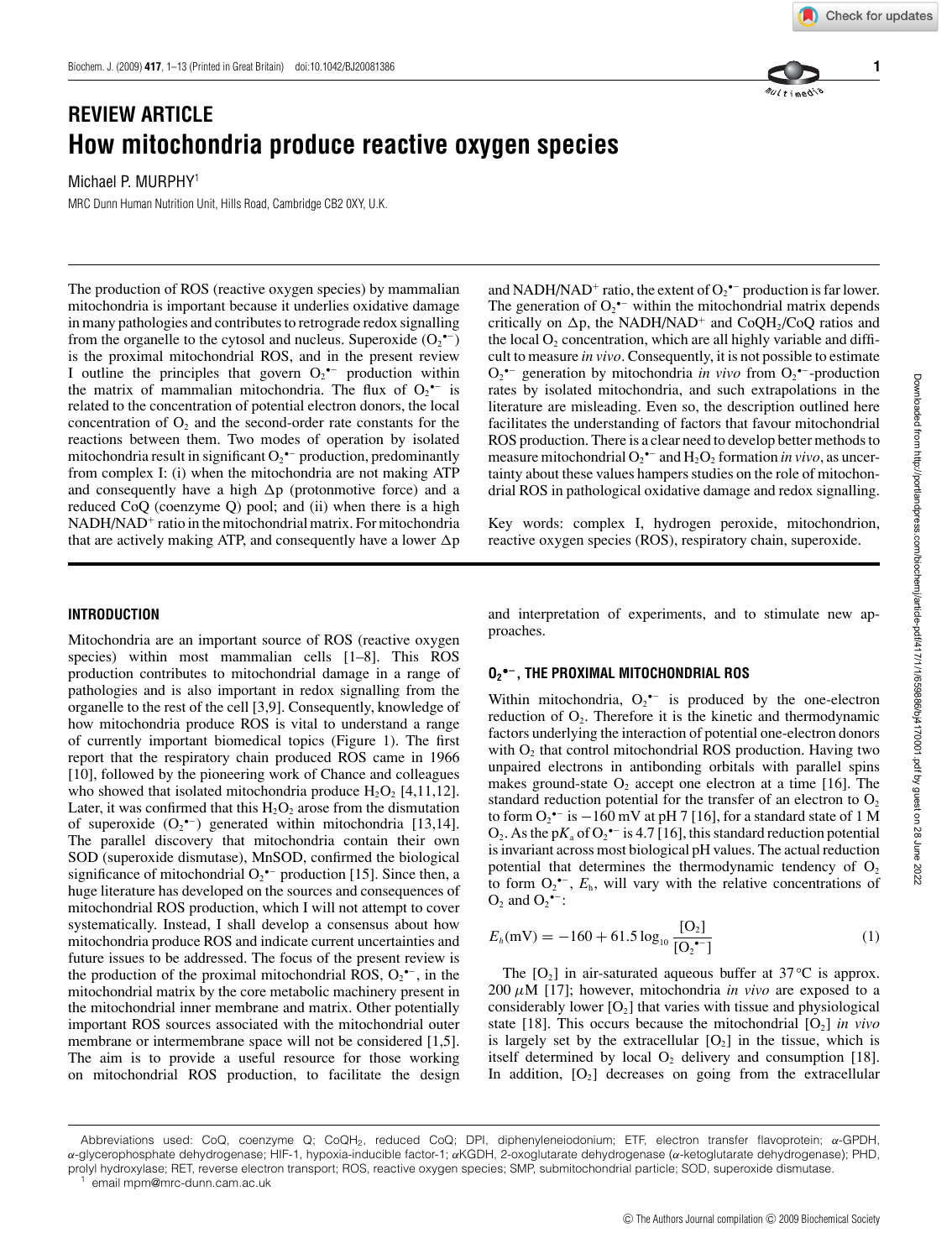# REVIEW ARTICLE

# How mitochondria produce reactive oxygen species

Michael P. MURPHY[1]

MRC Dunn Human Nutrition Unit, Hills Road, Cambridge CB2 0XY, U.K.

The production of ROS (reactive oxygen species) by mammalian mitochondria is important because it underlies oxidative damage in many pathologies and contributes to retrograde redox signalling from the organelle to the cytosol and nucleus. Superoxide ($O_2^{\bullet-}$) is the proximal mitochondrial ROS, and in the present review I outline the principles that govern $O_2^{\bullet-}$ production within the matrix of mammalian mitochondria. The flux of $O_2^{\bullet-}$ is related to the concentration of potential electron donors, the local concentration of $O_2$ and the second-order rate constants for the reactions between them. Two modes of operation by isolated mitochondria result in significant $O_2^{\bullet-}$ production, predominantly from complex I: (i) when the mitochondria are not making ATP and consequently have a high $\Delta p$ (protonmotive force) and a reduced CoQ (coenzyme Q) pool; and (ii) when there is a high $NADH/NAD^+$ ratio in the mitochondrial matrix. For mitochondria that are actively making ATP, and consequently have a lower $\Delta p$ and $NADH/NAD^+$ ratio, the extent of $O_2^{\bullet-}$ production is far lower. The generation of $O_2^{\bullet-}$ within the mitochondrial matrix depends critically on $\Delta p$, the $NADH/NAD^+$ and $CoQH_2/CoQ$ ratios and the local $O_2$ concentration, which are all highly variable and difficult to measure *in vivo*. Consequently, it is not possible to estimate $O_2^{\bullet-}$ generation by mitochondria *in vivo* from $O_2^{\bullet-}$-production rates by isolated mitochondria, and such extrapolations in the literature are misleading. Even so, the description outlined here facilitates the understanding of factors that favour mitochondrial ROS production. There is a clear need to develop better methods to measure mitochondrial $O_2^{\bullet-}$ and $H_2O_2$ formation *in vivo*, as uncertainty about these values hampers studies on the role of mitochondrial ROS in pathological oxidative damage and redox signalling.

Key words: complex I, hydrogen peroxide, mitochondrion, reactive oxygen species (ROS), respiratory chain, superoxide.

## INTRODUCTION

Mitochondria are an important source of ROS (reactive oxygen species) within most mammalian cells [1–8]. This ROS production contributes to mitochondrial damage in a range of pathologies and is also important in redox signalling from the organelle to the rest of the cell [3,9]. Consequently, knowledge of how mitochondria produce ROS is vital to understand a range of currently important biomedical topics (Figure 1). The first report that the respiratory chain produced ROS came in 1966 [10], followed by the pioneering work of Chance and colleagues who showed that isolated mitochondria produce $H_2O_2$ [4,11,12]. Later, it was confirmed that this $H_2O_2$ arose from the dismutation of superoxide ($O_2^{\bullet-}$) generated within mitochondria [13,14]. The parallel discovery that mitochondria contain their own SOD (superoxide dismutase), MnSOD, confirmed the biological significance of mitochondrial $O_2^{\bullet-}$ production [15]. Since then, a huge literature has developed on the sources and consequences of mitochondrial ROS production, which I will not attempt to cover systematically. Instead, I shall develop a consensus about how mitochondria produce ROS and indicate current uncertainties and future issues to be addressed. The focus of the present review is the production of the proximal mitochondrial ROS, $O_2^{\bullet-}$, in the mitochondrial matrix by the core metabolic machinery present in the mitochondrial inner membrane and matrix. Other potentially important ROS sources associated with the mitochondrial outer membrane or intermembrane space will not be considered [1,5]. The aim is to provide a useful resource for those working on mitochondrial ROS production, to facilitate the design and interpretation of experiments, and to stimulate new approaches.

## $O_2^{\bullet-}$, THE PROXIMAL MITOCHONDRIAL ROS

Within mitochondria, $O_2^{\bullet-}$ is produced by the one-electron reduction of $O_2$. Therefore it is the kinetic and thermodynamic factors underlying the interaction of potential one-electron donors with $O_2$ that control mitochondrial ROS production. Having two unpaired electrons in antibonding orbitals with parallel spins makes ground-state $O_2$ accept one electron at a time [16]. The standard reduction potential for the transfer of an electron to $O_2$ to form $O_2^{\bullet-}$ is −160 mV at pH 7 [16], for a standard state of 1 M $O_2$. As the p$K_a$ of $O_2^{\bullet-}$ is 4.7 [16], this standard reduction potential is invariant across most biological pH values. The actual reduction potential that determines the thermodynamic tendency of $O_2$ to form $O_2^{\bullet-}$, $E_h$, will vary with the relative concentrations of $O_2$ and $O_2^{\bullet-}$:

$$E_h(\text{mV}) = -160 + 61.5 \log_{10} \frac{[O_2]}{[O_2^{\bullet-}]} \quad (1)$$

The $[O_2]$ in air-saturated aqueous buffer at 37 °C is approx. 200 $\mu$M [17]; however, mitochondria *in vivo* are exposed to a considerably lower $[O_2]$ that varies with tissue and physiological state [18]. This occurs because the mitochondrial $[O_2]$ *in vivo* is largely set by the extracellular $[O_2]$ in the tissue, which is itself determined by local $O_2$ delivery and consumption [18]. In addition, $[O_2]$ decreases on going from the extracellular

Abbreviations used: CoQ, coenzyme Q; $CoQH_2$, reduced CoQ; DPI, diphenyleneiodonium; ETF, electron transfer flavoprotein; α-GPDH, α-glycerophosphate dehydrogenase; HIF-1, hypoxia-inducible factor-1; αKGDH, 2-oxoglutarate dehydrogenase (α-ketoglutarate dehydrogenase); PHD, prolyl hydroxylase; RET, reverse electron transport; ROS, reactive oxygen species; SMP, submitochondrial particle; SOD, superoxide dismutase.

[1] email mpm@mrc-dunn.cam.ac.uk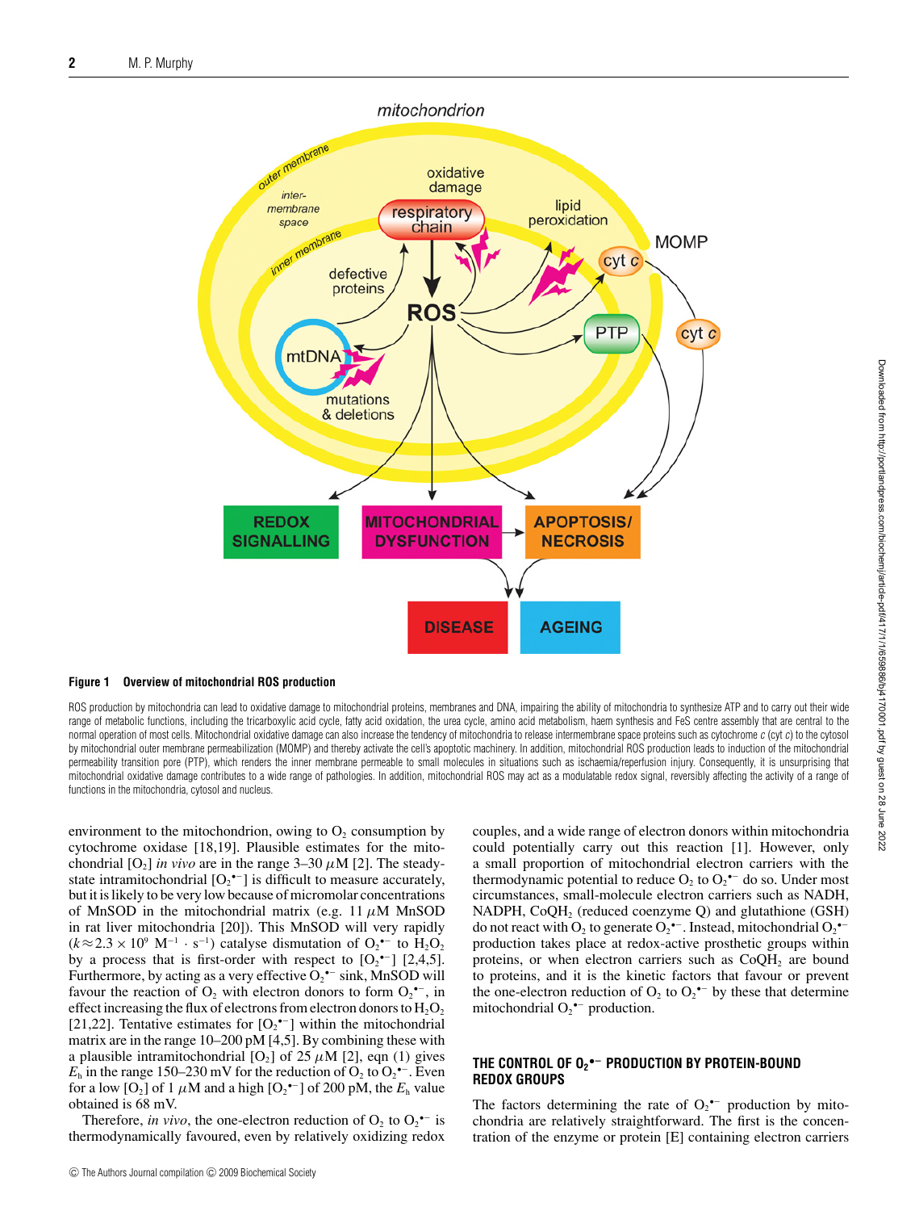**Figure 1 Overview of mitochondrial ROS production**

ROS production by mitochondria can lead to oxidative damage to mitochondrial proteins, membranes and DNA, impairing the ability of mitochondria to synthesize ATP and to carry out their wide range of metabolic functions, including the tricarboxylic acid cycle, fatty acid oxidation, the urea cycle, amino acid metabolism, haem synthesis and FeS centre assembly that are central to the normal operation of most cells. Mitochondrial oxidative damage can also increase the tendency of mitochondria to release intermembrane space proteins such as cytochrome *c* (cyt *c*) to the cytosol by mitochondrial outer membrane permeabilization (MOMP) and thereby activate the cell's apoptotic machinery. In addition, mitochondrial ROS production leads to induction of the mitochondrial permeability transition pore (PTP), which renders the inner membrane permeable to small molecules in situations such as ischaemia/reperfusion injury. Consequently, it is unsurprising that mitochondrial oxidative damage contributes to a wide range of pathologies. In addition, mitochondrial ROS may act as a modulatable redox signal, reversibly affecting the activity of a range of functions in the mitochondria, cytosol and nucleus.

environment to the mitochondrion, owing to $O_2$ consumption by cytochrome oxidase [18,19]. Plausible estimates for the mitochondrial [$O_2$] *in vivo* are in the range 3–30 $\mu$M [2]. The steady-state intramitochondrial [$O_2^{\bullet-}$] is difficult to measure accurately, but it is likely to be very low because of micromolar concentrations of MnSOD in the mitochondrial matrix (e.g. 11 $\mu$M MnSOD in rat liver mitochondria [20]). This MnSOD will very rapidly ($k \approx 2.3 \times 10^9$ $M^{-1} \cdot s^{-1}$) catalyse dismutation of $O_2^{\bullet-}$ to $H_2O_2$ by a process that is first-order with respect to [$O_2^{\bullet-}$] [2,4,5]. Furthermore, by acting as a very effective $O_2^{\bullet-}$ sink, MnSOD will favour the reaction of $O_2$ with electron donors to form $O_2^{\bullet-}$, in effect increasing the flux of electrons from electron donors to $H_2O_2$ [21,22]. Tentative estimates for [$O_2^{\bullet-}$] within the mitochondrial matrix are in the range 10–200 pM [4,5]. By combining these with a plausible intramitochondrial [$O_2$] of 25 $\mu$M [2], eqn (1) gives $E_h$ in the range 150–230 mV for the reduction of $O_2$ to $O_2^{\bullet-}$. Even for a low [$O_2$] of 1 $\mu$M and a high [$O_2^{\bullet-}$] of 200 pM, the $E_h$ value obtained is 68 mV.

Therefore, *in vivo*, the one-electron reduction of $O_2$ to $O_2^{\bullet-}$ is thermodynamically favoured, even by relatively oxidizing redox couples, and a wide range of electron donors within mitochondria could potentially carry out this reaction [1]. However, only a small proportion of mitochondrial electron carriers with the thermodynamic potential to reduce $O_2$ to $O_2^{\bullet-}$ do so. Under most circumstances, small-molecule electron carriers such as NADH, NADPH, $CoQH_2$ (reduced coenzyme Q) and glutathione (GSH) do not react with $O_2$ to generate $O_2^{\bullet-}$. Instead, mitochondrial $O_2^{\bullet-}$ production takes place at redox-active prosthetic groups within proteins, or when electron carriers such as $CoQH_2$ are bound to proteins, and it is the kinetic factors that favour or prevent the one-electron reduction of $O_2$ to $O_2^{\bullet-}$ by these that determine mitochondrial $O_2^{\bullet-}$ production.

## THE CONTROL OF $O_2^{\bullet-}$ PRODUCTION BY PROTEIN-BOUND REDOX GROUPS

The factors determining the rate of $O_2^{\bullet-}$ production by mitochondria are relatively straightforward. The first is the concentration of the enzyme or protein [E] containing electron carriers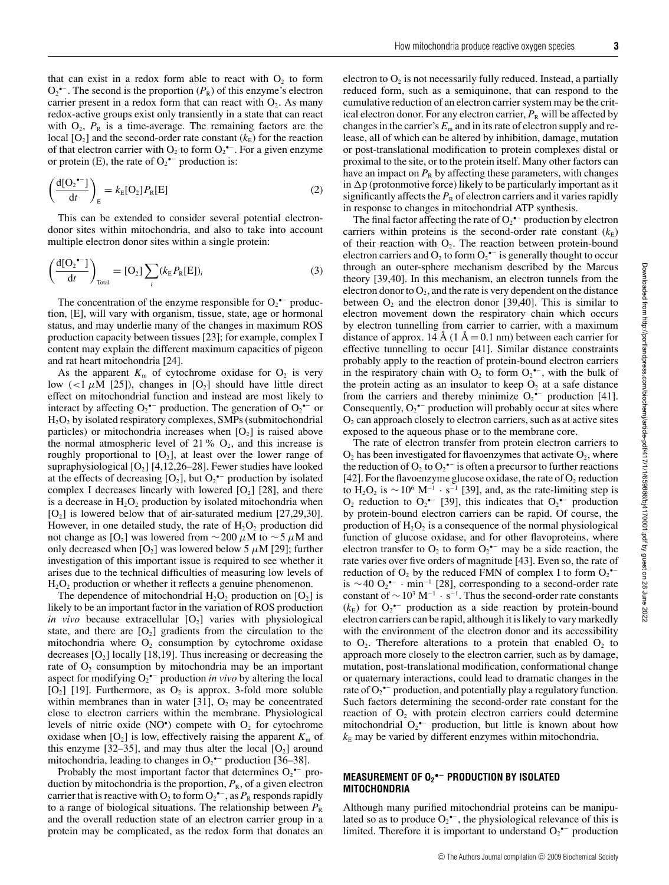that can exist in a redox form able to react with $O_2$ to form $O_2^{\bullet-}$. The second is the proportion ($P_R$) of this enzyme's electron carrier present in a redox form that can react with $O_2$. As many redox-active groups exist only transiently in a state that can react with $O_2$, $P_R$ is a time-average. The remaining factors are the local $[O_2]$ and the second-order rate constant ($k_E$) for the reaction of that electron carrier with $O_2$ to form $O_2^{\bullet-}$. For a given enzyme or protein (E), the rate of $O_2^{\bullet-}$ production is:

$$\left(\frac{d[O_2^{\bullet-}]}{dt}\right)_E = k_E[O_2]P_R[E] \tag{2}$$

This can be extended to consider several potential electron-donor sites within mitochondria, and also to take into account multiple electron donor sites within a single protein:

$$\left(\frac{d[O_2^{\bullet-}]}{dt}\right)_{Total} = [O_2]\sum_i (k_E P_R[E])_i \tag{3}$$

The concentration of the enzyme responsible for $O_2^{\bullet-}$ production, [E], will vary with organism, tissue, state, age or hormonal status, and may underlie many of the changes in maximum ROS production capacity between tissues [23]; for example, complex I content may explain the different maximum capacities of pigeon and rat heart mitochondria [24].

As the apparent $K_m$ of cytochrome oxidase for $O_2$ is very low ($<1\ \mu M$ [25]), changes in $[O_2]$ should have little direct effect on mitochondrial function and instead are most likely to interact by affecting $O_2^{\bullet-}$ production. The generation of $O_2^{\bullet-}$ or $H_2O_2$ by isolated respiratory complexes, SMPs (submitochondrial particles) or mitochondria increases when $[O_2]$ is raised above the normal atmospheric level of 21 % $O_2$, and this increase is roughly proportional to $[O_2]$, at least over the lower range of supraphysiological $[O_2]$ [4,12,26–28]. Fewer studies have looked at the effects of decreasing $[O_2]$, but $O_2^{\bullet-}$ production by isolated complex I decreases linearly with lowered $[O_2]$ [28], and there is a decrease in $H_2O_2$ production by isolated mitochondria when $[O_2]$ is lowered below that of air-saturated medium [27,29,30]. However, in one detailed study, the rate of $H_2O_2$ production did not change as $[O_2]$ was lowered from $\sim 200\ \mu M$ to $\sim 5\ \mu M$ and only decreased when $[O_2]$ was lowered below $5\ \mu M$ [29]; further investigation of this important issue is required to see whether it arises due to the technical difficulties of measuring low levels of $H_2O_2$ production or whether it reflects a genuine phenomenon.

The dependence of mitochondrial $H_2O_2$ production on $[O_2]$ is likely to be an important factor in the variation of ROS production *in vivo* because extracellular $[O_2]$ varies with physiological state, and there are $[O_2]$ gradients from the circulation to the mitochondria where $O_2$ consumption by cytochrome oxidase decreases $[O_2]$ locally [18,19]. Thus increasing or decreasing the rate of $O_2$ consumption by mitochondria may be an important aspect for modifying $O_2^{\bullet-}$ production *in vivo* by altering the local $[O_2]$ [19]. Furthermore, as $O_2$ is approx. 3-fold more soluble within membranes than in water [31], $O_2$ may be concentrated close to electron carriers within the membrane. Physiological levels of nitric oxide ($NO^{\bullet}$) compete with $O_2$ for cytochrome oxidase when $[O_2]$ is low, effectively raising the apparent $K_m$ of this enzyme [32–35], and may thus alter the local $[O_2]$ around mitochondria, leading to changes in $O_2^{\bullet-}$ production [36–38].

Probably the most important factor that determines $O_2^{\bullet-}$ production by mitochondria is the proportion, $P_R$, of a given electron carrier that is reactive with $O_2$ to form $O_2^{\bullet-}$, as $P_R$ responds rapidly to a range of biological situations. The relationship between $P_R$ and the overall reduction state of an electron carrier group in a protein may be complicated, as the redox form that donates an electron to $O_2$ is not necessarily fully reduced. Instead, a partially reduced form, such as a semiquinone, that can respond to the cumulative reduction of an electron carrier system may be the critical electron donor. For any electron carrier, $P_R$ will be affected by changes in the carrier's $E_m$ and in its rate of electron supply and release, all of which can be altered by inhibition, damage, mutation or post-translational modification to protein complexes distal or proximal to the site, or to the protein itself. Many other factors can have an impact on $P_R$ by affecting these parameters, with changes in $\Delta p$ (protonmotive force) likely to be particularly important as it significantly affects the $P_R$ of electron carriers and it varies rapidly in response to changes in mitochondrial ATP synthesis.

The final factor affecting the rate of $O_2^{\bullet-}$ production by electron carriers within proteins is the second-order rate constant ($k_E$) of their reaction with $O_2$. The reaction between protein-bound electron carriers and $O_2$ to form $O_2^{\bullet-}$ is generally thought to occur through an outer-sphere mechanism described by the Marcus theory [39,40]. In this mechanism, an electron tunnels from the electron donor to $O_2$, and the rate is very dependent on the distance between $O_2$ and the electron donor [39,40]. This is similar to electron movement down the respiratory chain which occurs by electron tunnelling from carrier to carrier, with a maximum distance of approx. 14 Å (1 Å = 0.1 nm) between each carrier for effective tunnelling to occur [41]. Similar distance constraints probably apply to the reaction of protein-bound electron carriers in the respiratory chain with $O_2$ to form $O_2^{\bullet-}$, with the bulk of the protein acting as an insulator to keep $O_2$ at a safe distance from the carriers and thereby minimize $O_2^{\bullet-}$ production [41]. Consequently, $O_2^{\bullet-}$ production will probably occur at sites where $O_2$ can approach closely to electron carriers, such as at active sites exposed to the aqueous phase or to the membrane core.

The rate of electron transfer from protein electron carriers to $O_2$ has been investigated for flavoenzymes that activate $O_2$, where the reduction of $O_2$ to $O_2^{\bullet-}$ is often a precursor to further reactions [42]. For the flavoenzyme glucose oxidase, the rate of $O_2$ reduction to $H_2O_2$ is $\sim 10^6\ M^{-1} \cdot s^{-1}$ [39], and, as the rate-limiting step is $O_2$ reduction to $O_2^{\bullet-}$ [39], this indicates that $O_2^{\bullet-}$ production by protein-bound electron carriers can be rapid. Of course, the production of $H_2O_2$ is a consequence of the normal physiological function of glucose oxidase, and for other flavoproteins, where electron transfer to $O_2$ to form $O_2^{\bullet-}$ may be a side reaction, the rate varies over five orders of magnitude [43]. Even so, the rate of reduction of $O_2$ by the reduced FMN of complex I to form $O_2^{\bullet-}$ is $\sim 40\ O_2^{\bullet-} \cdot min^{-1}$ [28], corresponding to a second-order rate constant of $\sim 10^3\ M^{-1} \cdot s^{-1}$. Thus the second-order rate constants ($k_E$) for $O_2^{\bullet-}$ production as a side reaction by protein-bound electron carriers can be rapid, although it is likely to vary markedly with the environment of the electron donor and its accessibility to $O_2$. Therefore alterations to a protein that enabled $O_2$ to approach more closely to the electron carrier, such as by damage, mutation, post-translational modification, conformational change or quaternary interactions, could lead to dramatic changes in the rate of $O_2^{\bullet-}$ production, and potentially play a regulatory function. Such factors determining the second-order rate constant for the reaction of $O_2$ with protein electron carriers could determine mitochondrial $O_2^{\bullet-}$ production, but little is known about how $k_E$ may be varied by different enzymes within mitochondria.

## MEASUREMENT OF $O_2^{\bullet-}$ PRODUCTION BY ISOLATED MITOCHONDRIA

Although many purified mitochondrial proteins can be manipulated so as to produce $O_2^{\bullet-}$, the physiological relevance of this is limited. Therefore it is important to understand $O_2^{\bullet-}$ production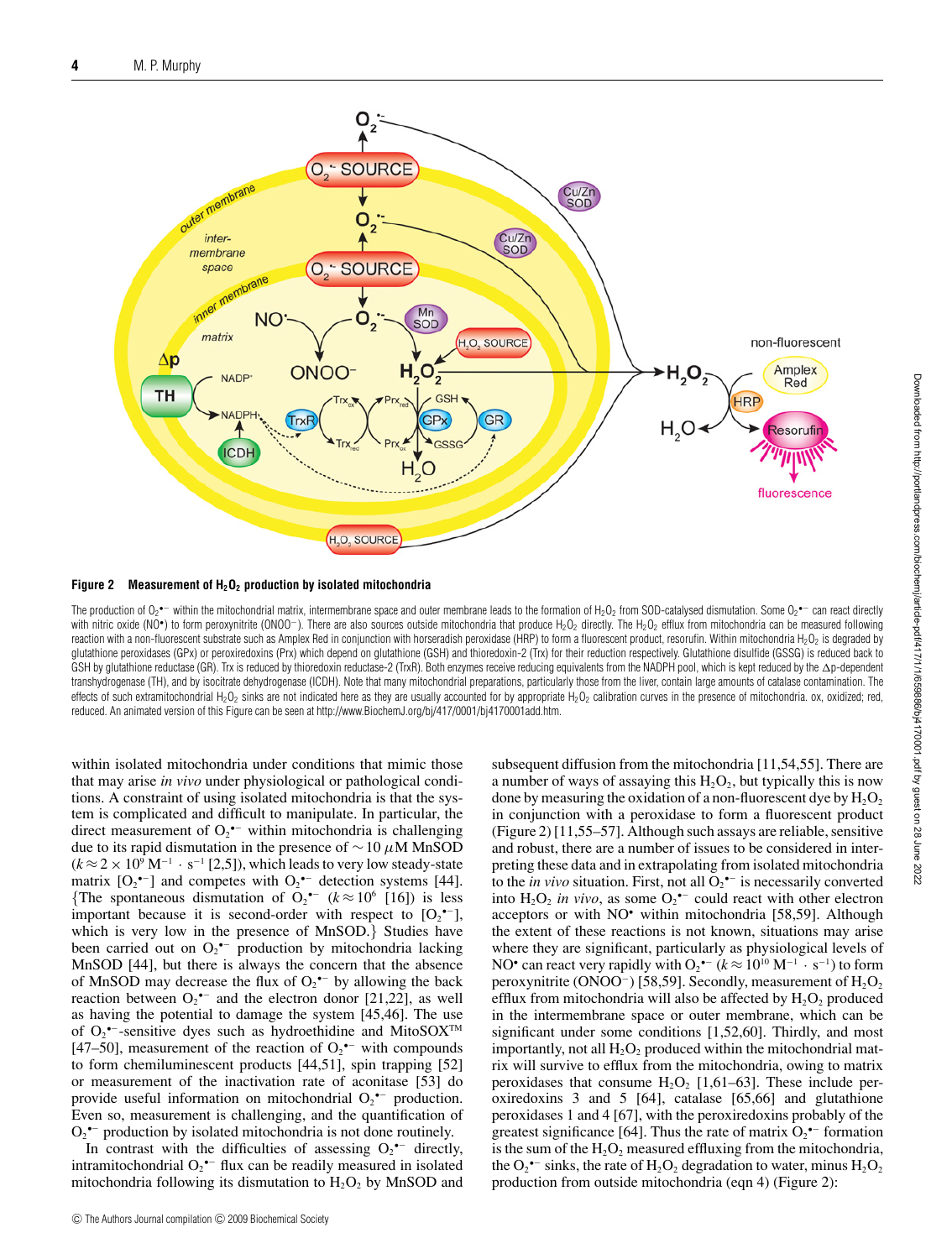**Figure 2 Measurement of $H_2O_2$ production by isolated mitochondria**

The production of $O_2^{\bullet-}$ within the mitochondrial matrix, intermembrane space and outer membrane leads to the formation of $H_2O_2$ from SOD-catalysed dismutation. Some $O_2^{\bullet-}$ can react directly with nitric oxide ($NO^{\bullet}$) to form peroxynitrite ($ONOO^-$). There are also sources outside mitochondria that produce $H_2O_2$ directly. The $H_2O_2$ efflux from mitochondria can be measured following reaction with a non-fluorescent substrate such as Amplex Red in conjunction with horseradish peroxidase (HRP) to form a fluorescent product, resorufin. Within mitochondria $H_2O_2$ is degraded by glutathione peroxidases (GPx) or peroxiredoxins (Prx) which depend on glutathione (GSH) and thioredoxin-2 (Trx) for their reduction respectively. Glutathione disulfide (GSSG) is reduced back to GSH by glutathione reductase (GR). Trx is reduced by thioredoxin reductase-2 (TrxR). Both enzymes receive reducing equivalents from the NADPH pool, which is kept reduced by the $\Delta p$-dependent transhydrogenase (TH), and by isocitrate dehydrogenase (ICDH). Note that many mitochondrial preparations, particularly those from the liver, contain large amounts of catalase contamination. The effects of such extramitochondrial $H_2O_2$ sinks are not indicated here as they are usually accounted for by appropriate $H_2O_2$ calibration curves in the presence of mitochondria. ox, oxidized; red, reduced. An animated version of this Figure can be seen at http://www.BiochemJ.org/bj/417/0001/bj4170001add.htm.

within isolated mitochondria under conditions that mimic those that may arise *in vivo* under physiological or pathological conditions. A constraint of using isolated mitochondria is that the system is complicated and difficult to manipulate. In particular, the direct measurement of $O_2^{\bullet-}$ within mitochondria is challenging due to its rapid dismutation in the presence of $\sim 10\ \mu M$ MnSOD ($k \approx 2 \times 10^9\ M^{-1} \cdot s^{-1}$ [2,5]), which leads to very low steady-state matrix [$O_2^{\bullet-}$] and competes with $O_2^{\bullet-}$ detection systems [44]. {The spontaneous dismutation of $O_2^{\bullet-}$ ($k \approx 10^6$ [16]) is less important because it is second-order with respect to [$O_2^{\bullet-}$], which is very low in the presence of MnSOD.} Studies have been carried out on $O_2^{\bullet-}$ production by mitochondria lacking MnSOD [44], but there is always the concern that the absence of MnSOD may decrease the flux of $O_2^{\bullet-}$ by allowing the back reaction between $O_2^{\bullet-}$ and the electron donor [21,22], as well as having the potential to damage the system [45,46]. The use of $O_2^{\bullet-}$-sensitive dyes such as hydroethidine and MitoSOX™ [47–50], measurement of the reaction of $O_2^{\bullet-}$ with compounds to form chemiluminescent products [44,51], spin trapping [52] or measurement of the inactivation rate of aconitase [53] do provide useful information on mitochondrial $O_2^{\bullet-}$ production. Even so, measurement is challenging, and the quantification of $O_2^{\bullet-}$ production by isolated mitochondria is not done routinely.

In contrast with the difficulties of assessing $O_2^{\bullet-}$ directly, intramitochondrial $O_2^{\bullet-}$ flux can be readily measured in isolated mitochondria following its dismutation to $H_2O_2$ by MnSOD and subsequent diffusion from the mitochondria [11,54,55]. There are a number of ways of assaying this $H_2O_2$, but typically this is now done by measuring the oxidation of a non-fluorescent dye by $H_2O_2$ in conjunction with a peroxidase to form a fluorescent product (Figure 2) [11,55–57]. Although such assays are reliable, sensitive and robust, there are a number of issues to be considered in interpreting these data and in extrapolating from isolated mitochondria to the *in vivo* situation. First, not all $O_2^{\bullet-}$ is necessarily converted into $H_2O_2$ *in vivo*, as some $O_2^{\bullet-}$ could react with other electron acceptors or with $NO^{\bullet}$ within mitochondria [58,59]. Although the extent of these reactions is not known, situations may arise where they are significant, particularly as physiological levels of $NO^{\bullet}$ can react very rapidly with $O_2^{\bullet-}$ ($k \approx 10^{10}\ M^{-1} \cdot s^{-1}$) to form peroxynitrite ($ONOO^-$) [58,59]. Secondly, measurement of $H_2O_2$ efflux from mitochondria will also be affected by $H_2O_2$ produced in the intermembrane space or outer membrane, which can be significant under some conditions [1,52,60]. Thirdly, and most importantly, not all $H_2O_2$ produced within the mitochondrial matrix will survive to efflux from the mitochondria, owing to matrix peroxidases that consume $H_2O_2$ [1,61–63]. These include peroxiredoxins 3 and 5 [64], catalase [65,66] and glutathione peroxidases 1 and 4 [67], with the peroxiredoxins probably of the greatest significance [64]. Thus the rate of matrix $O_2^{\bullet-}$ formation is the sum of the $H_2O_2$ measured effluxing from the mitochondria, the $O_2^{\bullet-}$ sinks, the rate of $H_2O_2$ degradation to water, minus $H_2O_2$ production from outside mitochondria (eqn 4) (Figure 2):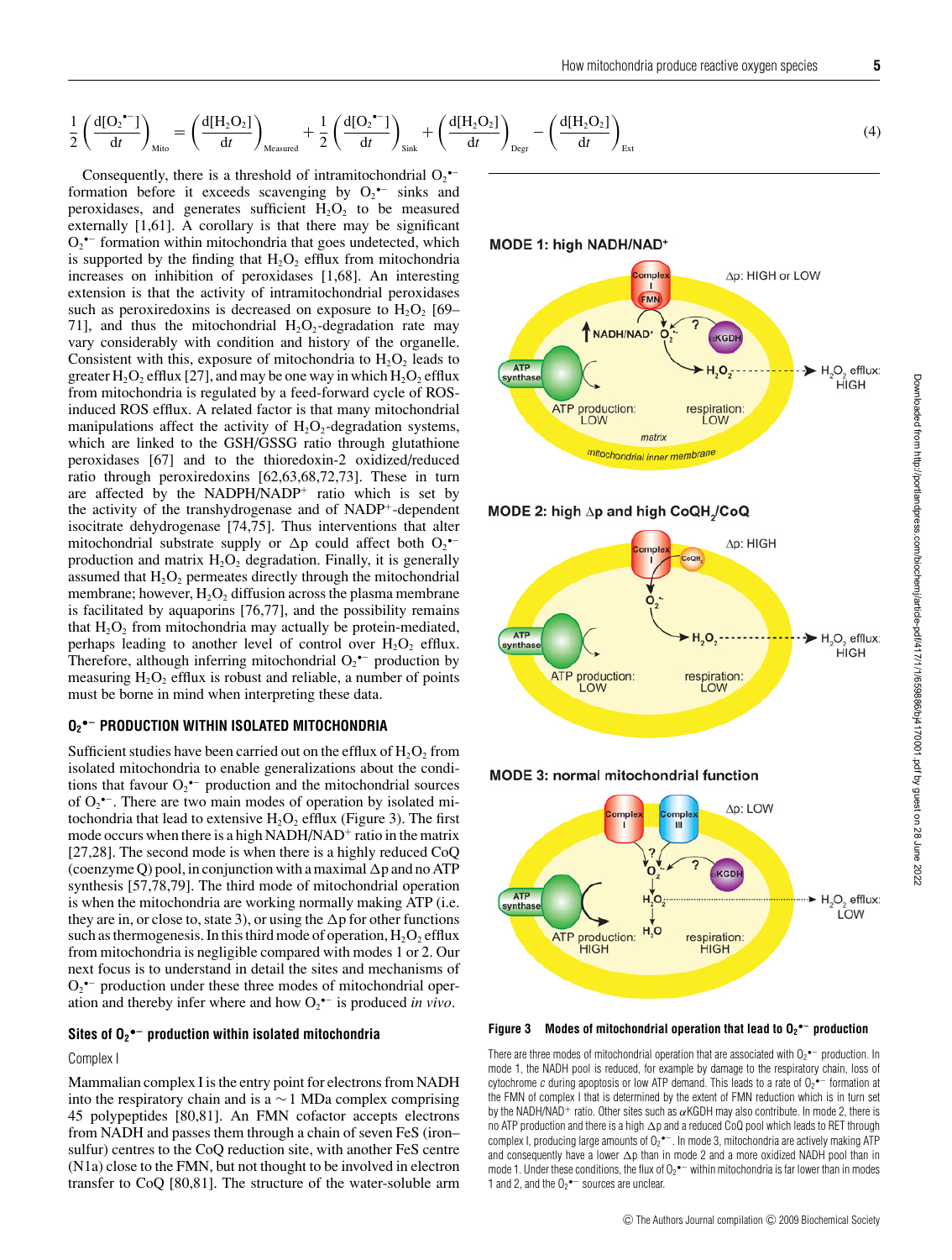$$\frac{1}{2}\left(\frac{d[O_2^{\bullet-}]}{dt}\right)_{Mito} = \left(\frac{d[H_2O_2]}{dt}\right)_{Measured} + \frac{1}{2}\left(\frac{d[O_2^{\bullet-}]}{dt}\right)_{Sink} + \left(\frac{d[H_2O_2]}{dt}\right)_{Degr} - \left(\frac{d[H_2O_2]}{dt}\right)_{Ext} \quad (4)$$

Consequently, there is a threshold of intramitochondrial $O_2^{\bullet-}$ formation before it exceeds scavenging by $O_2^{\bullet-}$ sinks and peroxidases, and generates sufficient $H_2O_2$ to be measured externally [1,61]. A corollary is that there may be significant $O_2^{\bullet-}$ formation within mitochondria that goes undetected, which is supported by the finding that $H_2O_2$ efflux from mitochondria increases on inhibition of peroxidases [1,68]. An interesting extension is that the activity of intramitochondrial peroxidases such as peroxiredoxins is decreased on exposure to $H_2O_2$ [69–71], and thus the mitochondrial $H_2O_2$-degradation rate may vary considerably with condition and history of the organelle. Consistent with this, exposure of mitochondria to $H_2O_2$ leads to greater $H_2O_2$ efflux [27], and may be one way in which $H_2O_2$ efflux from mitochondria is regulated by a feed-forward cycle of ROS-induced ROS efflux. A related factor is that many mitochondrial manipulations affect the activity of $H_2O_2$-degradation systems, which are linked to the GSH/GSSG ratio through glutathione peroxidases [67] and to the thioredoxin-2 oxidized/reduced ratio through peroxiredoxins [62,63,68,72,73]. These in turn are affected by the $NADPH/NADP^+$ ratio which is set by the activity of the transhydrogenase and of $NADP^+$-dependent isocitrate dehydrogenase [74,75]. Thus interventions that alter mitochondrial substrate supply or $\Delta p$ could affect both $O_2^{\bullet-}$ production and matrix $H_2O_2$ degradation. Finally, it is generally assumed that $H_2O_2$ permeates directly through the mitochondrial membrane; however, $H_2O_2$ diffusion across the plasma membrane is facilitated by aquaporins [76,77], and the possibility remains that $H_2O_2$ from mitochondria may actually be protein-mediated, perhaps leading to another level of control over $H_2O_2$ efflux. Therefore, although inferring mitochondrial $O_2^{\bullet-}$ production by measuring $H_2O_2$ efflux is robust and reliable, a number of points must be borne in mind when interpreting these data.

## $O_2^{\bullet-}$ PRODUCTION WITHIN ISOLATED MITOCHONDRIA

Sufficient studies have been carried out on the efflux of $H_2O_2$ from isolated mitochondria to enable generalizations about the conditions that favour $O_2^{\bullet-}$ production and the mitochondrial sources of $O_2^{\bullet-}$. There are two main modes of operation by isolated mitochondria that lead to extensive $H_2O_2$ efflux (Figure 3). The first mode occurs when there is a high $NADH/NAD^+$ ratio in the matrix [27,28]. The second mode is when there is a highly reduced CoQ (coenzyme Q) pool, in conjunction with a maximal $\Delta p$ and no ATP synthesis [57,78,79]. The third mode of mitochondrial operation is when the mitochondria are working normally making ATP (i.e. they are in, or close to, state 3), or using the $\Delta p$ for other functions such as thermogenesis. In this third mode of operation, $H_2O_2$ efflux from mitochondria is negligible compared with modes 1 or 2. Our next focus is to understand in detail the sites and mechanisms of $O_2^{\bullet-}$ production under these three modes of mitochondrial operation and thereby infer where and how $O_2^{\bullet-}$ is produced *in vivo*.

### Sites of $O_2^{\bullet-}$ production within isolated mitochondria

#### Complex I

Mammalian complex I is the entry point for electrons from NADH into the respiratory chain and is a ~1 MDa complex comprising 45 polypeptides [80,81]. An FMN cofactor accepts electrons from NADH and passes them through a chain of seven FeS (iron–sulfur) centres to the CoQ reduction site, with another FeS centre (N1a) close to the FMN, but not thought to be involved in electron transfer to CoQ [80,81]. The structure of the water-soluble arm

**Figure 3 Modes of mitochondrial operation that lead to $O_2^{\bullet-}$ production**

There are three modes of mitochondrial operation that are associated with $O_2^{\bullet-}$ production. In mode 1, the NADH pool is reduced, for example by damage to the respiratory chain, loss of cytochrome *c* during apoptosis or low ATP demand. This leads to a rate of $O_2^{\bullet-}$ formation at the FMN of complex I that is determined by the extent of FMN reduction which is in turn set by the $NADH/NAD^+$ ratio. Other sites such as αKGDH may also contribute. In mode 2, there is no ATP production and there is a high $\Delta p$ and a reduced CoQ pool which leads to RET through complex I, producing large amounts of $O_2^{\bullet-}$. In mode 3, mitochondria are actively making ATP and consequently have a lower $\Delta p$ than in mode 2 and a more oxidized NADH pool than in mode 1. Under these conditions, the flux of $O_2^{\bullet-}$ within mitochondria is far lower than in modes 1 and 2, and the $O_2^{\bullet-}$ sources are unclear.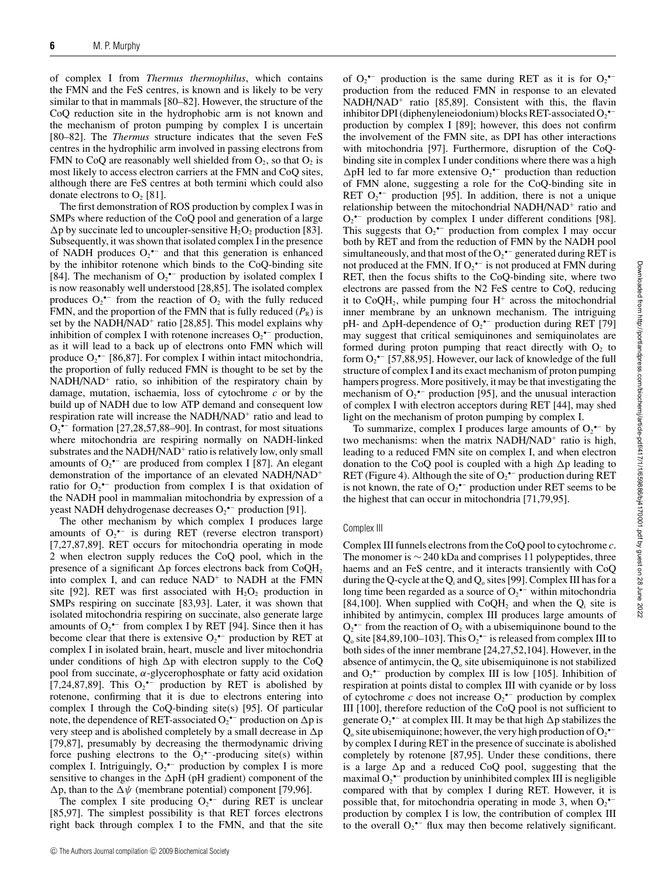of complex I from *Thermus thermophilus*, which contains the FMN and the FeS centres, is known and is likely to be very similar to that in mammals [80–82]. However, the structure of the CoQ reduction site in the hydrophobic arm is not known and the mechanism of proton pumping by complex I is uncertain [80–82]. The *Thermus* structure indicates that the seven FeS centres in the hydrophilic arm involved in passing electrons from FMN to CoQ are reasonably well shielded from $O_2$, so that $O_2$ is most likely to access electron carriers at the FMN and CoQ sites, although there are FeS centres at both termini which could also donate electrons to $O_2$ [81].

The first demonstration of ROS production by complex I was in SMPs where reduction of the CoQ pool and generation of a large $\Delta p$ by succinate led to uncoupler-sensitive $H_2O_2$ production [83]. Subsequently, it was shown that isolated complex I in the presence of NADH produces $O_2^{\bullet -}$ and that this generation is enhanced by the inhibitor rotenone which binds to the CoQ-binding site [84]. The mechanism of $O_2^{\bullet -}$ production by isolated complex I is now reasonably well understood [28,85]. The isolated complex produces $O_2^{\bullet -}$ from the reaction of $O_2$ with the fully reduced FMN, and the proportion of the FMN that is fully reduced ($P_R$) is set by the $NADH/NAD^+$ ratio [28,85]. This model explains why inhibition of complex I with rotenone increases $O_2^{\bullet -}$ production, as it will lead to a back up of electrons onto FMN which will produce $O_2^{\bullet -}$ [86,87]. For complex I within intact mitochondria, the proportion of fully reduced FMN is thought to be set by the $NADH/NAD^+$ ratio, so inhibition of the respiratory chain by damage, mutation, ischaemia, loss of cytochrome *c* or by the build up of NADH due to low ATP demand and consequent low respiration rate will increase the $NADH/NAD^+$ ratio and lead to $O_2^{\bullet -}$ formation [27,28,57,88–90]. In contrast, for most situations where mitochondria are respiring normally on NADH-linked substrates and the $NADH/NAD^+$ ratio is relatively low, only small amounts of $O_2^{\bullet -}$ are produced from complex I [87]. An elegant demonstration of the importance of an elevated $NADH/NAD^+$ ratio for $O_2^{\bullet -}$ production from complex I is that oxidation of the NADH pool in mammalian mitochondria by expression of a yeast NADH dehydrogenase decreases $O_2^{\bullet -}$ production [91].

The other mechanism by which complex I produces large amounts of $O_2^{\bullet -}$ is during RET (reverse electron transport) [7,27,87,89]. RET occurs for mitochondria operating in mode 2 when electron supply reduces the CoQ pool, which in the presence of a significant $\Delta p$ forces electrons back from $CoQH_2$ into complex I, and can reduce $NAD^+$ to NADH at the FMN site [92]. RET was first associated with $H_2O_2$ production in SMPs respiring on succinate [83,93]. Later, it was shown that isolated mitochondria respiring on succinate, also generate large amounts of $O_2^{\bullet -}$ from complex I by RET [94]. Since then it has become clear that there is extensive $O_2^{\bullet -}$ production by RET at complex I in isolated brain, heart, muscle and liver mitochondria under conditions of high $\Delta p$ with electron supply to the CoQ pool from succinate, $\alpha$-glycerophosphate or fatty acid oxidation [7,24,87,89]. This $O_2^{\bullet -}$ production by RET is abolished by rotenone, confirming that it is due to electrons entering into complex I through the CoQ-binding site(s) [95]. Of particular note, the dependence of RET-associated $O_2^{\bullet -}$ production on $\Delta p$ is very steep and is abolished completely by a small decrease in $\Delta p$ [79,87], presumably by decreasing the thermodynamic driving force pushing electrons to the $O_2^{\bullet -}$-producing site(s) within complex I. Intriguingly, $O_2^{\bullet -}$ production by complex I is more sensitive to changes in the $\Delta pH$ (pH gradient) component of the $\Delta p$, than to the $\Delta \psi$ (membrane potential) component [79,96].

The complex I site producing $O_2^{\bullet -}$ during RET is unclear [85,97]. The simplest possibility is that RET forces electrons right back through complex I to the FMN, and that the site of $O_2^{\bullet -}$ production is the same during RET as it is for $O_2^{\bullet -}$ production from the reduced FMN in response to an elevated $NADH/NAD^+$ ratio [85,89]. Consistent with this, the flavin inhibitor DPI (diphenyleneiodonium) blocks RET-associated $O_2^{\bullet -}$ production by complex I [89]; however, this does not confirm the involvement of the FMN site, as DPI has other interactions with mitochondria [97]. Furthermore, disruption of the CoQ-binding site in complex I under conditions where there was a high $\Delta pH$ led to far more extensive $O_2^{\bullet -}$ production than reduction of FMN alone, suggesting a role for the CoQ-binding site in RET $O_2^{\bullet -}$ production [95]. In addition, there is not a unique relationship between the mitochondrial $NADH/NAD^+$ ratio and $O_2^{\bullet -}$ production by complex I under different conditions [98]. This suggests that $O_2^{\bullet -}$ production from complex I may occur both by RET and from the reduction of FMN by the NADH pool simultaneously, and that most of the $O_2^{\bullet -}$ generated during RET is not produced at the FMN. If $O_2^{\bullet -}$ is not produced at FMN during RET, then the focus shifts to the CoQ-binding site, where two electrons are passed from the N2 FeS centre to CoQ, reducing it to $CoQH_2$, while pumping four $H^+$ across the mitochondrial inner membrane by an unknown mechanism. The intriguing pH- and $\Delta pH$-dependence of $O_2^{\bullet -}$ production during RET [79] may suggest that critical semiquinones and semiquinolates are formed during proton pumping that react directly with $O_2$ to form $O_2^{\bullet -}$ [57,88,95]. However, our lack of knowledge of the full structure of complex I and its exact mechanism of proton pumping hampers progress. More positively, it may be that investigating the mechanism of $O_2^{\bullet -}$ production [95], and the unusual interaction of complex I with electron acceptors during RET [44], may shed light on the mechanism of proton pumping by complex I.

To summarize, complex I produces large amounts of $O_2^{\bullet -}$ by two mechanisms: when the matrix $NADH/NAD^+$ ratio is high, leading to a reduced FMN site on complex I, and when electron donation to the CoQ pool is coupled with a high $\Delta p$ leading to RET (Figure 4). Although the site of $O_2^{\bullet -}$ production during RET is not known, the rate of $O_2^{\bullet -}$ production under RET seems to be the highest that can occur in mitochondria [71,79,95].

### Complex III

Complex III funnels electrons from the CoQ pool to cytochrome *c*. The monomer is $\sim$240 kDa and comprises 11 polypeptides, three haems and an FeS centre, and it interacts transiently with CoQ during the Q-cycle at the $Q_i$ and $Q_o$ sites [99]. Complex III has for a long time been regarded as a source of $O_2^{\bullet -}$ within mitochondria [84,100]. When supplied with $CoQH_2$ and when the $Q_i$ site is inhibited by antimycin, complex III produces large amounts of $O_2^{\bullet -}$ from the reaction of $O_2$ with a ubisemiquinone bound to the $Q_o$ site [84,89,100–103]. This $O_2^{\bullet -}$ is released from complex III to both sides of the inner membrane [24,27,52,104]. However, in the absence of antimycin, the $Q_o$ site ubisemiquinone is not stabilized and $O_2^{\bullet -}$ production by complex III is low [105]. Inhibition of respiration at points distal to complex III with cyanide or by loss of cytochrome *c* does not increase $O_2^{\bullet -}$ production by complex III [100], therefore reduction of the CoQ pool is not sufficient to generate $O_2^{\bullet -}$ at complex III. It may be that high $\Delta p$ stabilizes the $Q_o$ site ubisemiquinone; however, the very high production of $O_2^{\bullet -}$ by complex I during RET in the presence of succinate is abolished completely by rotenone [87,95]. Under these conditions, there is a large $\Delta p$ and a reduced CoQ pool, suggesting that the maximal $O_2^{\bullet -}$ production by uninhibited complex III is negligible compared with that by complex I during RET. However, it is possible that, for mitochondria operating in mode 3, when $O_2^{\bullet -}$ production by complex I is low, the contribution of complex III to the overall $O_2^{\bullet -}$ flux may then become relatively significant.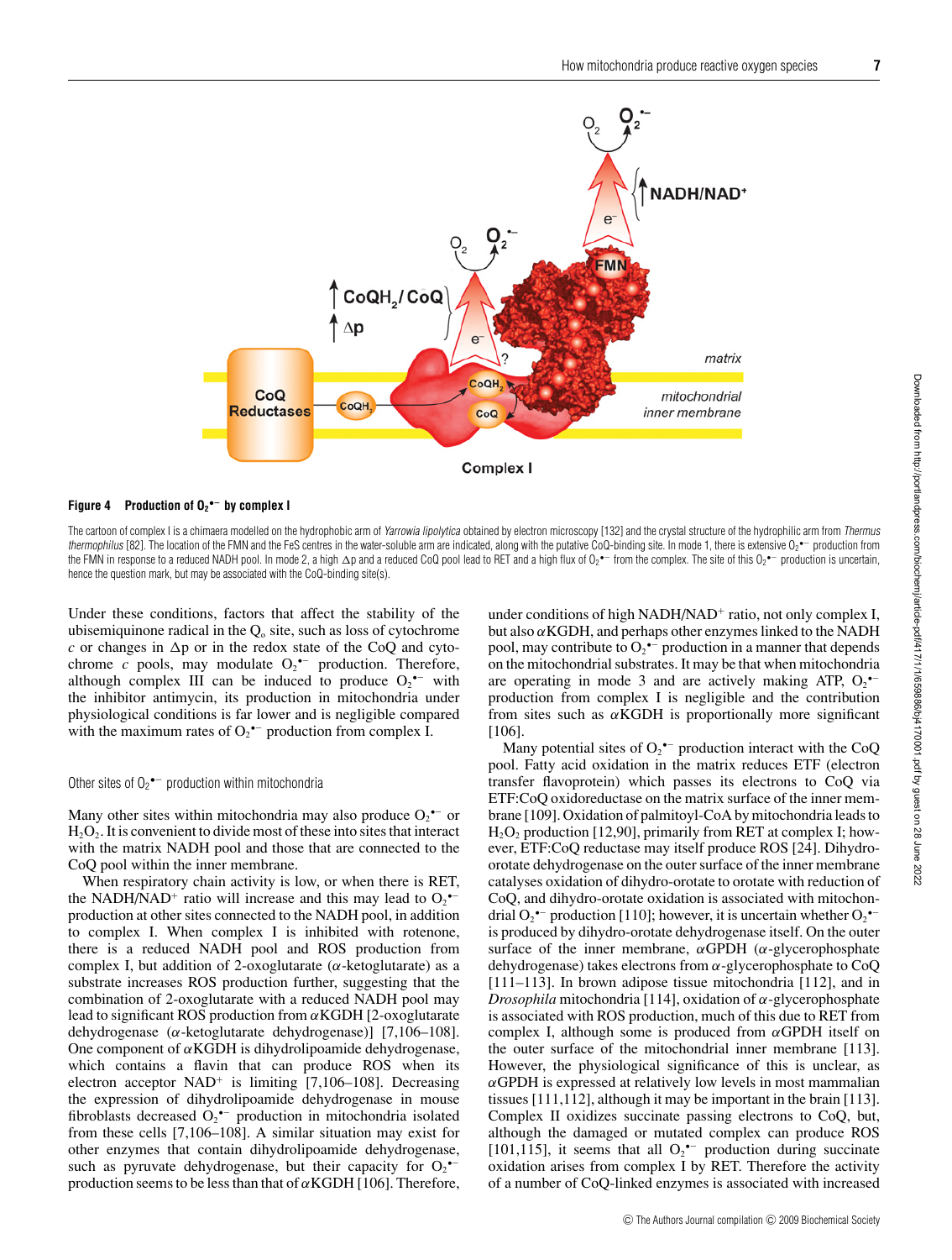**Figure 4 Production of $O_2^{\bullet-}$ by complex I**

The cartoon of complex I is a chimaera modelled on the hydrophobic arm of *Yarrowia lipolytica* obtained by electron microscopy [132] and the crystal structure of the hydrophilic arm from *Thermus thermophilus* [82]. The location of the FMN and the FeS centres in the water-soluble arm are indicated, along with the putative CoQ-binding site. In mode 1, there is extensive $O_2^{\bullet-}$ production from the FMN in response to a reduced NADH pool. In mode 2, a high Δp and a reduced CoQ pool lead to RET and a high flux of $O_2^{\bullet-}$ from the complex. The site of this $O_2^{\bullet-}$ production is uncertain, hence the question mark, but may be associated with the CoQ-binding site(s).

Under these conditions, factors that affect the stability of the ubisemiquinone radical in the $Q_o$ site, such as loss of cytochrome *c* or changes in Δp or in the redox state of the CoQ and cytochrome *c* pools, may modulate $O_2^{\bullet-}$ production. Therefore, although complex III can be induced to produce $O_2^{\bullet-}$ with the inhibitor antimycin, its production in mitochondria under physiological conditions is far lower and is negligible compared with the maximum rates of $O_2^{\bullet-}$ production from complex I.

### Other sites of $O_2^{\bullet-}$ production within mitochondria

Many other sites within mitochondria may also produce $O_2^{\bullet-}$ or $H_2O_2$. It is convenient to divide most of these into sites that interact with the matrix NADH pool and those that are connected to the CoQ pool within the inner membrane.

When respiratory chain activity is low, or when there is RET, the NADH/NAD+ ratio will increase and this may lead to $O_2^{\bullet-}$ production at other sites connected to the NADH pool, in addition to complex I. When complex I is inhibited with rotenone, there is a reduced NADH pool and ROS production from complex I, but addition of 2-oxoglutarate (α-ketoglutarate) as a substrate increases ROS production further, suggesting that the combination of 2-oxoglutarate with a reduced NADH pool may lead to significant ROS production from αKGDH [2-oxoglutarate dehydrogenase (α-ketoglutarate dehydrogenase)] [7,106–108]. One component of αKGDH is dihydrolipoamide dehydrogenase, which contains a flavin that can produce ROS when its electron acceptor NAD+ is limiting [7,106–108]. Decreasing the expression of dihydrolipoamide dehydrogenase in mouse fibroblasts decreased $O_2^{\bullet-}$ production in mitochondria isolated from these cells [7,106–108]. A similar situation may exist for other enzymes that contain dihydrolipoamide dehydrogenase, such as pyruvate dehydrogenase, but their capacity for $O_2^{\bullet-}$ production seems to be less than that of αKGDH [106]. Therefore, under conditions of high NADH/NAD+ ratio, not only complex I, but also αKGDH, and perhaps other enzymes linked to the NADH pool, may contribute to $O_2^{\bullet-}$ production in a manner that depends on the mitochondrial substrates. It may be that when mitochondria are operating in mode 3 and are actively making ATP, $O_2^{\bullet-}$ production from complex I is negligible and the contribution from sites such as αKGDH is proportionally more significant [106].

Many potential sites of $O_2^{\bullet-}$ production interact with the CoQ pool. Fatty acid oxidation in the matrix reduces ETF (electron transfer flavoprotein) which passes its electrons to CoQ via ETF:CoQ oxidoreductase on the matrix surface of the inner membrane [109]. Oxidation of palmitoyl-CoA by mitochondria leads to $H_2O_2$ production [12,90], primarily from RET at complex I; however, ETF:CoQ reductase may itself produce ROS [24]. Dihydro-orotate dehydrogenase on the outer surface of the inner membrane catalyses oxidation of dihydro-orotate to orotate with reduction of CoQ, and dihydro-orotate oxidation is associated with mitochondrial $O_2^{\bullet-}$ production [110]; however, it is uncertain whether $O_2^{\bullet-}$ is produced by dihydro-orotate dehydrogenase itself. On the outer surface of the inner membrane, αGPDH (α-glycerophosphate dehydrogenase) takes electrons from α-glycerophosphate to CoQ [111–113]. In brown adipose tissue mitochondria [112], and in *Drosophila* mitochondria [114], oxidation of α-glycerophosphate is associated with ROS production, much of this due to RET from complex I, although some is produced from αGPDH itself on the outer surface of the mitochondrial inner membrane [113]. However, the physiological significance of this is unclear, as αGPDH is expressed at relatively low levels in most mammalian tissues [111,112], although it may be important in the brain [113]. Complex II oxidizes succinate passing electrons to CoQ, but, although the damaged or mutated complex can produce ROS [101,115], it seems that all $O_2^{\bullet-}$ production during succinate oxidation arises from complex I by RET. Therefore the activity of a number of CoQ-linked enzymes is associated with increased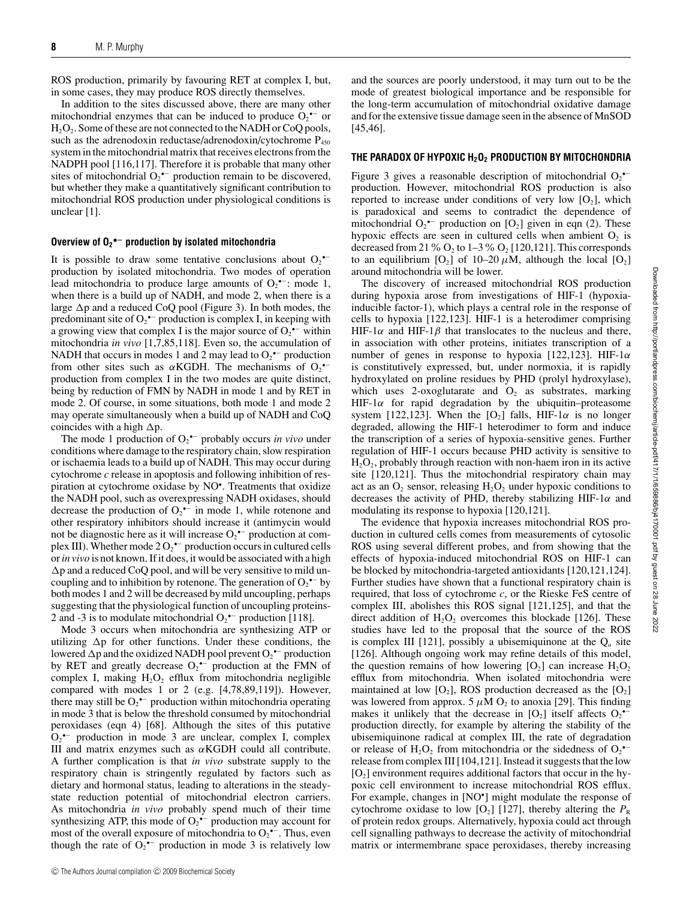ROS production, primarily by favouring RET at complex I, but, in some cases, they may produce ROS directly themselves.

In addition to the sites discussed above, there are many other mitochondrial enzymes that can be induced to produce $O_2^{\bullet -}$ or $H_2O_2$. Some of these are not connected to the NADH or CoQ pools, such as the adrenodoxin reductase/adrenodoxin/cytochrome $P_{450}$ system in the mitochondrial matrix that receives electrons from the NADPH pool [116,117]. Therefore it is probable that many other sites of mitochondrial $O_2^{\bullet -}$ production remain to be discovered, but whether they make a quantitatively significant contribution to mitochondrial ROS production under physiological conditions is unclear [1].

### Overview of $O_2^{\bullet -}$ production by isolated mitochondria

It is possible to draw some tentative conclusions about $O_2^{\bullet -}$ production by isolated mitochondria. Two modes of operation lead mitochondria to produce large amounts of $O_2^{\bullet -}$: mode 1, when there is a build up of NADH, and mode 2, when there is a large $\Delta p$ and a reduced CoQ pool (Figure 3). In both modes, the predominant site of $O_2^{\bullet -}$ production is complex I, in keeping with a growing view that complex I is the major source of $O_2^{\bullet -}$ within mitochondria *in vivo* [1,7,85,118]. Even so, the accumulation of NADH that occurs in modes 1 and 2 may lead to $O_2^{\bullet -}$ production from other sites such as $\alpha$KGDH. The mechanisms of $O_2^{\bullet -}$ production from complex I in the two modes are quite distinct, being by reduction of FMN by NADH in mode 1 and by RET in mode 2. Of course, in some situations, both mode 1 and mode 2 may operate simultaneously when a build up of NADH and CoQ coincides with a high $\Delta p$.

The mode 1 production of $O_2^{\bullet -}$ probably occurs *in vivo* under conditions where damage to the respiratory chain, slow respiration or ischaemia leads to a build up of NADH. This may occur during cytochrome *c* release in apoptosis and following inhibition of respiration at cytochrome oxidase by $NO^{\bullet}$. Treatments that oxidize the NADH pool, such as overexpressing NADH oxidases, should decrease the production of $O_2^{\bullet -}$ in mode 1, while rotenone and other respiratory inhibitors should increase it (antimycin would not be diagnostic here as it will increase $O_2^{\bullet -}$ production at complex III). Whether mode 2 $O_2^{\bullet -}$ production occurs in cultured cells or *in vivo* is not known. If it does, it would be associated with a high $\Delta p$ and a reduced CoQ pool, and will be very sensitive to mild uncoupling and to inhibition by rotenone. The generation of $O_2^{\bullet -}$ by both modes 1 and 2 will be decreased by mild uncoupling, perhaps suggesting that the physiological function of uncoupling proteins-2 and -3 is to modulate mitochondrial $O_2^{\bullet -}$ production [118].

Mode 3 occurs when mitochondria are synthesizing ATP or utilizing $\Delta p$ for other functions. Under these conditions, the lowered $\Delta p$ and the oxidized NADH pool prevent $O_2^{\bullet -}$ production by RET and greatly decrease $O_2^{\bullet -}$ production at the FMN of complex I, making $H_2O_2$ efflux from mitochondria negligible compared with modes 1 or 2 (e.g. [4,78,89,119]). However, there may still be $O_2^{\bullet -}$ production within mitochondria operating in mode 3 that is below the threshold consumed by mitochondrial peroxidases (eqn 4) [68]. Although the sites of this putative $O_2^{\bullet -}$ production in mode 3 are unclear, complex I, complex III and matrix enzymes such as $\alpha$KGDH could all contribute. A further complication is that *in vivo* substrate supply to the respiratory chain is stringently regulated by factors such as dietary and hormonal status, leading to alterations in the steady-state reduction potential of mitochondrial electron carriers. As mitochondria *in vivo* probably spend much of their time synthesizing ATP, this mode of $O_2^{\bullet -}$ production may account for most of the overall exposure of mitochondria to $O_2^{\bullet -}$. Thus, even though the rate of $O_2^{\bullet -}$ production in mode 3 is relatively low and the sources are poorly understood, it may turn out to be the mode of greatest biological importance and be responsible for the long-term accumulation of mitochondrial oxidative damage and for the extensive tissue damage seen in the absence of MnSOD [45,46].

## THE PARADOX OF HYPOXIC $H_2O_2$ PRODUCTION BY MITOCHONDRIA

Figure 3 gives a reasonable description of mitochondrial $O_2^{\bullet -}$ production. However, mitochondrial ROS production is also reported to increase under conditions of very low $[O_2]$, which is paradoxical and seems to contradict the dependence of mitochondrial $O_2^{\bullet -}$ production on $[O_2]$ given in eqn (2). These hypoxic effects are seen in cultured cells when ambient $O_2$ is decreased from 21 % $O_2$ to 1–3 % $O_2$ [120,121]. This corresponds to an equilibrium $[O_2]$ of 10–20 $\mu$M, although the local $[O_2]$ around mitochondria will be lower.

The discovery of increased mitochondrial ROS production during hypoxia arose from investigations of HIF-1 (hypoxia-inducible factor-1), which plays a central role in the response of cells to hypoxia [122,123]. HIF-1 is a heterodimer comprising HIF-1$\alpha$ and HIF-1$\beta$ that translocates to the nucleus and there, in association with other proteins, initiates transcription of a number of genes in response to hypoxia [122,123]. HIF-1$\alpha$ is constitutively expressed, but, under normoxia, it is rapidly hydroxylated on proline residues by PHD (prolyl hydroxylase), which uses 2-oxoglutarate and $O_2$ as substrates, marking HIF-1$\alpha$ for rapid degradation by the ubiquitin–proteasome system [122,123]. When the $[O_2]$ falls, HIF-1$\alpha$ is no longer degraded, allowing the HIF-1 heterodimer to form and induce the transcription of a series of hypoxia-sensitive genes. Further regulation of HIF-1 occurs because PHD activity is sensitive to $H_2O_2$, probably through reaction with non-haem iron in its active site [120,121]. Thus the mitochondrial respiratory chain may act as an $O_2$ sensor, releasing $H_2O_2$ under hypoxic conditions to decreases the activity of PHD, thereby stabilizing HIF-1$\alpha$ and modulating its response to hypoxia [120,121].

The evidence that hypoxia increases mitochondrial ROS production in cultured cells comes from measurements of cytosolic ROS using several different probes, and from showing that the effects of hypoxia-induced mitochondrial ROS on HIF-1 can be blocked by mitochondria-targeted antioxidants [120,121,124]. Further studies have shown that a functional respiratory chain is required, that loss of cytochrome *c*, or the Rieske FeS centre of complex III, abolishes this ROS signal [121,125], and that the direct addition of $H_2O_2$ overcomes this blockade [126]. These studies have led to the proposal that the source of the ROS is complex III [121], possibly a ubisemiquinone at the $Q_o$ site [126]. Although ongoing work may refine details of this model, the question remains of how lowering $[O_2]$ can increase $H_2O_2$ efflux from mitochondria. When isolated mitochondria were maintained at low $[O_2]$, ROS production decreased as the $[O_2]$ was lowered from approx. 5 $\mu$M $O_2$ to anoxia [29]. This finding makes it unlikely that the decrease in $[O_2]$ itself affects $O_2^{\bullet -}$ production directly, for example by altering the stability of the ubisemiquinone radical at complex III, the rate of degradation or release of $H_2O_2$ from mitochondria or the sidedness of $O_2^{\bullet -}$ release from complex III [104,121]. Instead it suggests that the low $[O_2]$ environment requires additional factors that occur in the hypoxic cell environment to increase mitochondrial ROS efflux. For example, changes in $[NO^{\bullet}]$ might modulate the response of cytochrome oxidase to low $[O_2]$ [127], thereby altering the $P_R$ of protein redox groups. Alternatively, hypoxia could act through cell signalling pathways to decrease the activity of mitochondrial matrix or intermembrane space peroxidases, thereby increasing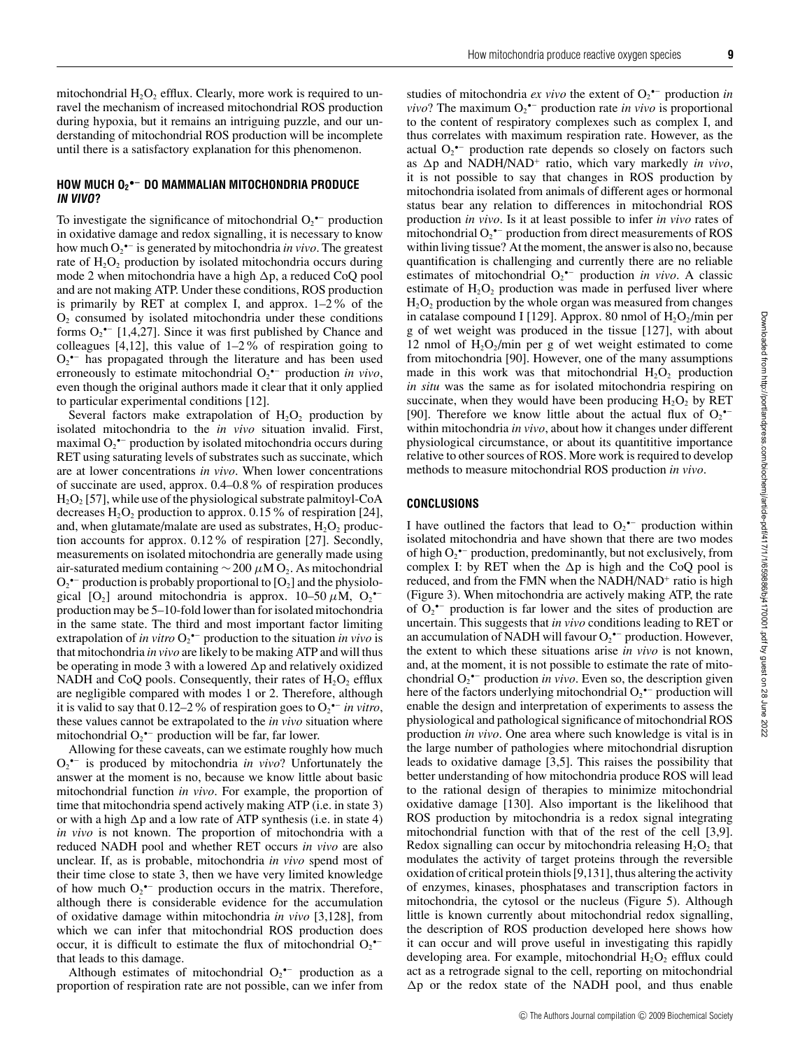mitochondrial $H_2O_2$ efflux. Clearly, more work is required to unravel the mechanism of increased mitochondrial ROS production during hypoxia, but it remains an intriguing puzzle, and our understanding of mitochondrial ROS production will be incomplete until there is a satisfactory explanation for this phenomenon.

## HOW MUCH $O_2^{\bullet -}$ DO MAMMALIAN MITOCHONDRIA PRODUCE *IN VIVO*?

To investigate the significance of mitochondrial $O_2^{\bullet -}$ production in oxidative damage and redox signalling, it is necessary to know how much $O_2^{\bullet -}$ is generated by mitochondria *in vivo*. The greatest rate of $H_2O_2$ production by isolated mitochondria occurs during mode 2 when mitochondria have a high $\Delta p$, a reduced CoQ pool and are not making ATP. Under these conditions, ROS production is primarily by RET at complex I, and approx. 1–2 % of the $O_2$ consumed by isolated mitochondria under these conditions forms $O_2^{\bullet -}$ [1,4,27]. Since it was first published by Chance and colleagues [4,12], this value of 1–2 % of respiration going to $O_2^{\bullet -}$ has propagated through the literature and has been used erroneously to estimate mitochondrial $O_2^{\bullet -}$ production *in vivo*, even though the original authors made it clear that it only applied to particular experimental conditions [12].

Several factors make extrapolation of $H_2O_2$ production by isolated mitochondria to the *in vivo* situation invalid. First, maximal $O_2^{\bullet -}$ production by isolated mitochondria occurs during RET using saturating levels of substrates such as succinate, which are at lower concentrations *in vivo*. When lower concentrations of succinate are used, approx. 0.4–0.8 % of respiration produces $H_2O_2$ [57], while use of the physiological substrate palmitoyl-CoA decreases $H_2O_2$ production to approx. 0.15 % of respiration [24], and, when glutamate/malate are used as substrates, $H_2O_2$ production accounts for approx. 0.12 % of respiration [27]. Secondly, measurements on isolated mitochondria are generally made using air-saturated medium containing $\sim 200\ \mu M$ $O_2$. As mitochondrial $O_2^{\bullet -}$ production is probably proportional to $[O_2]$ and the physiological $[O_2]$ around mitochondria is approx. 10–50 $\mu M$, $O_2^{\bullet -}$ production may be 5–10-fold lower than for isolated mitochondria in the same state. The third and most important factor limiting extrapolation of *in vitro* $O_2^{\bullet -}$ production to the situation *in vivo* is that mitochondria *in vivo* are likely to be making ATP and will thus be operating in mode 3 with a lowered $\Delta p$ and relatively oxidized NADH and CoQ pools. Consequently, their rates of $H_2O_2$ efflux are negligible compared with modes 1 or 2. Therefore, although it is valid to say that 0.12–2 % of respiration goes to $O_2^{\bullet -}$ *in vitro*, these values cannot be extrapolated to the *in vivo* situation where mitochondrial $O_2^{\bullet -}$ production will be far, far lower.

Allowing for these caveats, can we estimate roughly how much $O_2^{\bullet -}$ is produced by mitochondria *in vivo*? Unfortunately the answer at the moment is no, because we know little about basic mitochondrial function *in vivo*. For example, the proportion of time that mitochondria spend actively making ATP (i.e. in state 3) or with a high $\Delta p$ and a low rate of ATP synthesis (i.e. in state 4) *in vivo* is not known. The proportion of mitochondria with a reduced NADH pool and whether RET occurs *in vivo* are also unclear. If, as is probable, mitochondria *in vivo* spend most of their time close to state 3, then we have very limited knowledge of how much $O_2^{\bullet -}$ production occurs in the matrix. Therefore, although there is considerable evidence for the accumulation of oxidative damage within mitochondria *in vivo* [3,128], from which we can infer that mitochondrial ROS production does occur, it is difficult to estimate the flux of mitochondrial $O_2^{\bullet -}$ that leads to this damage.

Although estimates of mitochondrial $O_2^{\bullet -}$ production as a proportion of respiration rate are not possible, can we infer from studies of mitochondria *ex vivo* the extent of $O_2^{\bullet -}$ production *in vivo*? The maximum $O_2^{\bullet -}$ production rate *in vivo* is proportional to the content of respiratory complexes such as complex I, and thus correlates with maximum respiration rate. However, as the actual $O_2^{\bullet -}$ production rate depends so closely on factors such as $\Delta p$ and NADH/NAD$^+$ ratio, which vary markedly *in vivo*, it is not possible to say that changes in ROS production by mitochondria isolated from animals of different ages or hormonal status bear any relation to differences in mitochondrial ROS production *in vivo*. Is it at least possible to infer *in vivo* rates of mitochondrial $O_2^{\bullet -}$ production from direct measurements of ROS within living tissue? At the moment, the answer is also no, because quantification is challenging and currently there are no reliable estimates of mitochondrial $O_2^{\bullet -}$ production *in vivo*. A classic estimate of $H_2O_2$ production was made in perfused liver where $H_2O_2$ production by the whole organ was measured from changes in catalase compound I [129]. Approx. 80 nmol of $H_2O_2$/min per g of wet weight was produced in the tissue [127], with about 12 nmol of $H_2O_2$/min per g of wet weight estimated to come from mitochondria [90]. However, one of the many assumptions made in this work was that mitochondrial $H_2O_2$ production *in situ* was the same as for isolated mitochondria respiring on succinate, when they would have been producing $H_2O_2$ by RET [90]. Therefore we know little about the actual flux of $O_2^{\bullet -}$ within mitochondria *in vivo*, about how it changes under different physiological circumstance, or about its quantititive importance relative to other sources of ROS. More work is required to develop methods to measure mitochondrial ROS production *in vivo*.

## CONCLUSIONS

I have outlined the factors that lead to $O_2^{\bullet -}$ production within isolated mitochondria and have shown that there are two modes of high $O_2^{\bullet -}$ production, predominantly, but not exclusively, from complex I: by RET when the $\Delta p$ is high and the CoQ pool is reduced, and from the FMN when the NADH/NAD$^+$ ratio is high (Figure 3). When mitochondria are actively making ATP, the rate of $O_2^{\bullet -}$ production is far lower and the sites of production are uncertain. This suggests that *in vivo* conditions leading to RET or an accumulation of NADH will favour $O_2^{\bullet -}$ production. However, the extent to which these situations arise *in vivo* is not known, and, at the moment, it is not possible to estimate the rate of mitochondrial $O_2^{\bullet -}$ production *in vivo*. Even so, the description given here of the factors underlying mitochondrial $O_2^{\bullet -}$ production will enable the design and interpretation of experiments to assess the physiological and pathological significance of mitochondrial ROS production *in vivo*. One area where such knowledge is vital is in the large number of pathologies where mitochondrial disruption leads to oxidative damage [3,5]. This raises the possibility that better understanding of how mitochondria produce ROS will lead to the rational design of therapies to minimize mitochondrial oxidative damage [130]. Also important is the likelihood that ROS production by mitochondria is a redox signal integrating mitochondrial function with that of the rest of the cell [3,9]. Redox signalling can occur by mitochondria releasing $H_2O_2$ that modulates the activity of target proteins through the reversible oxidation of critical protein thiols [9,131], thus altering the activity of enzymes, kinases, phosphatases and transcription factors in mitochondria, the cytosol or the nucleus (Figure 5). Although little is known currently about mitochondrial redox signalling, the description of ROS production developed here shows how it can occur and will prove useful in investigating this rapidly developing area. For example, mitochondrial $H_2O_2$ efflux could act as a retrograde signal to the cell, reporting on mitochondrial $\Delta p$ or the redox state of the NADH pool, and thus enable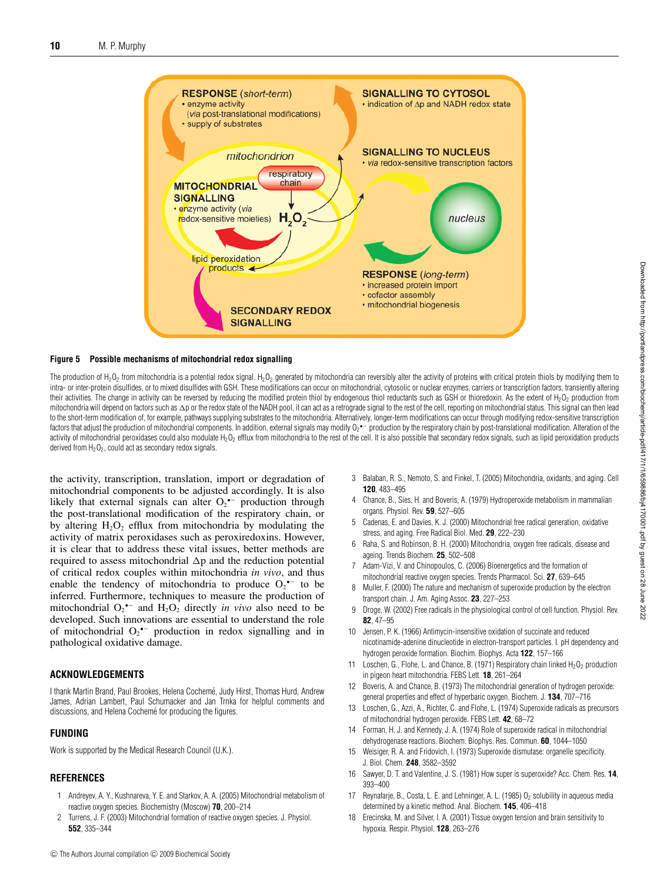**Figure 5 Possible mechanisms of mitochondrial redox signalling**

The production of $H_2O_2$ from mitochondria is a potential redox signal. $H_2O_2$ generated by mitochondria can reversibly alter the activity of proteins with critical protein thiols by modifying them to intra- or inter-protein disulfides, or to mixed disulfides with GSH. These modifications can occur on mitochondrial, cytosolic or nuclear enzymes, carriers or transcription factors, transiently altering their activities. The change in activity can be reversed by reducing the modified protein thiol by endogenous thiol reductants such as GSH or thioredoxin. As the extent of $H_2O_2$ production from mitochondria will depend on factors such as $\Delta p$ or the redox state of the NADH pool, it can act as a retrograde signal to the rest of the cell, reporting on mitochondrial status. This signal can then lead to the short-term modification of, for example, pathways supplying substrates to the mitochondria. Alternatively, longer-term modifications can occur through modifying redox-sensitive transcription factors that adjust the production of mitochondrial components. In addition, external signals may modify $O_2^{\bullet-}$ production by the respiratory chain by post-translational modification. Alteration of the activity of mitochondrial peroxidases could also modulate $H_2O_2$ efflux from mitochondria to the rest of the cell. It is also possible that secondary redox signals, such as lipid peroxidation products derived from $H_2O_2$, could act as secondary redox signals.

the activity, transcription, translation, import or degradation of mitochondrial components to be adjusted accordingly. It is also likely that external signals can alter $O_2^{\bullet-}$ production through the post-translational modification of the respiratory chain, or by altering $H_2O_2$ efflux from mitochondria by modulating the activity of matrix peroxidases such as peroxiredoxins. However, it is clear that to address these vital issues, better methods are required to assess mitochondrial $\Delta p$ and the reduction potential of critical redox couples within mitochondria *in vivo*, and thus enable the tendency of mitochondria to produce $O_2^{\bullet-}$ to be inferred. Furthermore, techniques to measure the production of mitochondrial $O_2^{\bullet-}$ and $H_2O_2$ directly *in vivo* also need to be developed. Such innovations are essential to understand the role of mitochondrial $O_2^{\bullet-}$ production in redox signalling and in pathological oxidative damage.

## ACKNOWLEDGEMENTS

I thank Martin Brand, Paul Brookes, Helena Cochemé, Judy Hirst, Thomas Hurd, Andrew James, Adrian Lambert, Paul Schumacker and Jan Trnka for helpful comments and discussions, and Helena Cochemé for producing the figures.

## FUNDING

Work is supported by the Medical Research Council (U.K.).

## REFERENCES

1. Andreyev, A. Y., Kushnareva, Y. E. and Starkov, A. A. (2005) Mitochondrial metabolism of reactive oxygen species. Biochemistry (Moscow) **70**, 200–214
2. Turrens, J. F. (2003) Mitochondrial formation of reactive oxygen species. J. Physiol. **552**, 335–344
3. Balaban, R. S., Nemoto, S. and Finkel, T. (2005) Mitochondria, oxidants, and aging. Cell **120**, 483–495
4. Chance, B., Sies, H. and Boveris, A. (1979) Hydroperoxide metabolism in mammalian organs. Physiol. Rev. **59**, 527–605
5. Cadenas, E. and Davies, K. J. (2000) Mitochondrial free radical generation, oxidative stress, and aging. Free Radical Biol. Med. **29**, 222–230
6. Raha, S. and Robinson, B. H. (2000) Mitochondria, oxygen free radicals, disease and ageing. Trends Biochem. **25**, 502–508
7. Adam-Vizi, V. and Chinopoulos, C. (2006) Bioenergetics and the formation of mitochondrial reactive oxygen species. Trends Pharmacol. Sci. **27**, 639–645
8. Muller, F. (2000) The nature and mechanism of superoxide production by the electron transport chain. J. Am. Aging Assoc. **23**, 227–253
9. Droge, W. (2002) Free radicals in the physiological control of cell function. Physiol. Rev. **82**, 47–95
10. Jensen, P. K. (1966) Antimycin-insensitive oxidation of succinate and reduced nicotinamide-adenine dinucleotide in electron-transport particles. I. pH dependency and hydrogen peroxide formation. Biochim. Biophys. Acta **122**, 157–166
11. Loschen, G., Flohe, L. and Chance, B. (1971) Respiratory chain linked $H_2O_2$ production in pigeon heart mitochondria. FEBS Lett. **18**, 261–264
12. Boveris, A. and Chance, B. (1973) The mitochondrial generation of hydrogen peroxide: general properties and effect of hyperbaric oxygen. Biochem. J. **134**, 707–716
13. Loschen, G., Azzi, A., Richter, C. and Flohe, L. (1974) Superoxide radicals as precursors of mitochondrial hydrogen peroxide. FEBS Lett. **42**, 68–72
14. Forman, H. J. and Kennedy, J. A. (1974) Role of superoxide radical in mitochondrial dehydrogenase reactions. Biochem. Biophys. Res. Commun. **60**, 1044–1050
15. Weisiger, R. A. and Fridovich, I. (1973) Superoxide dismutase: organelle specificity. J. Biol. Chem. **248**, 3582–3592
16. Sawyer, D. T. and Valentine, J. S. (1981) How super is superoxide? Acc. Chem. Res. **14**, 393–400
17. Reynafarje, B., Costa, L. E. and Lehninger, A. L. (1985) $O_2$ solubility in aqueous media determined by a kinetic method. Anal. Biochem. **145**, 406–418
18. Erecinska, M. and Silver, I. A. (2001) Tissue oxygen tension and brain sensitivity to hypoxia. Respir. Physiol. **128**, 263–276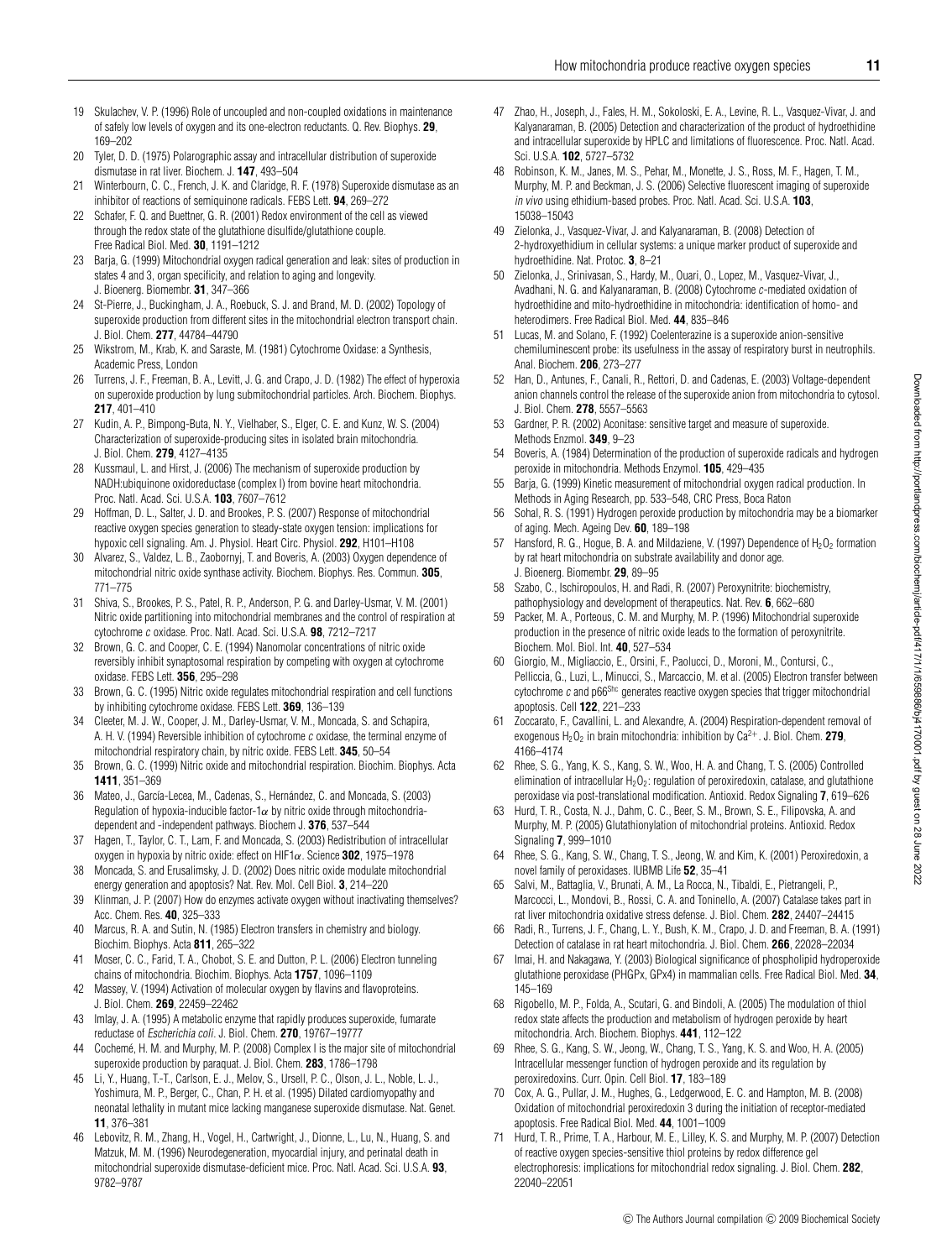19 Skulachev, V. P. (1996) Role of uncoupled and non-coupled oxidations in maintenance of safely low levels of oxygen and its one-electron reductants. Q. Rev. Biophys. **29**, 169–202

20 Tyler, D. D. (1975) Polarographic assay and intracellular distribution of superoxide dismutase in rat liver. Biochem. J. **147**, 493–504

21 Winterbourn, C. C., French, J. K. and Claridge, R. F. (1978) Superoxide dismutase as an inhibitor of reactions of semiquinone radicals. FEBS Lett. **94**, 269–272

22 Schafer, F. Q. and Buettner, G. R. (2001) Redox environment of the cell as viewed through the redox state of the glutathione disulfide/glutathione couple. Free Radical Biol. Med. **30**, 1191–1212

23 Barja, G. (1999) Mitochondrial oxygen radical generation and leak: sites of production in states 4 and 3, organ specificity, and relation to aging and longevity. J. Bioenerg. Biomembr. **31**, 347–366

24 St-Pierre, J., Buckingham, J. A., Roebuck, S. J. and Brand, M. D. (2002) Topology of superoxide production from different sites in the mitochondrial electron transport chain. J. Biol. Chem. **277**, 44784–44790

25 Wikstrom, M., Krab, K. and Saraste, M. (1981) Cytochrome Oxidase: a Synthesis, Academic Press, London

26 Turrens, J. F., Freeman, B. A., Levitt, J. G. and Crapo, J. D. (1982) The effect of hyperoxia on superoxide production by lung submitochondrial particles. Arch. Biochem. Biophys. **217**, 401–410

27 Kudin, A. P., Bimpong-Buta, N. Y., Vielhaber, S., Elger, C. E. and Kunz, W. S. (2004) Characterization of superoxide-producing sites in isolated brain mitochondria. J. Biol. Chem. **279**, 4127–4135

28 Kussmaul, L. and Hirst, J. (2006) The mechanism of superoxide production by NADH:ubiquinone oxidoreductase (complex I) from bovine heart mitochondria. Proc. Natl. Acad. Sci. U.S.A. **103**, 7607–7612

29 Hoffman, D. L., Salter, J. D. and Brookes, P. S. (2007) Response of mitochondrial reactive oxygen species generation to steady-state oxygen tension: implications for hypoxic cell signaling. Am. J. Physiol. Heart Circ. Physiol. **292**, H101–H108

30 Alvarez, S., Valdez, L. B., Zaobornyj, T. and Boveris, A. (2003) Oxygen dependence of mitochondrial nitric oxide synthase activity. Biochem. Biophys. Res. Commun. **305**, 771–775

31 Shiva, S., Brookes, P. S., Patel, R. P., Anderson, P. G. and Darley-Usmar, V. M. (2001) Nitric oxide partitioning into mitochondrial membranes and the control of respiration at cytochrome *c* oxidase. Proc. Natl. Acad. Sci. U.S.A. **98**, 7212–7217

32 Brown, G. C. and Cooper, C. E. (1994) Nanomolar concentrations of nitric oxide reversibly inhibit synaptosomal respiration by competing with oxygen at cytochrome oxidase. FEBS Lett. **356**, 295–298

33 Brown, G. C. (1995) Nitric oxide regulates mitochondrial respiration and cell functions by inhibiting cytochrome oxidase. FEBS Lett. **369**, 136–139

34 Cleeter, M. J. W., Cooper, J. M., Darley-Usmar, V. M., Moncada, S. and Schapira, A. H. V. (1994) Reversible inhibition of cytochrome *c* oxidase, the terminal enzyme of mitochondrial respiratory chain, by nitric oxide. FEBS Lett. **345**, 50–54

35 Brown, G. C. (1999) Nitric oxide and mitochondrial respiration. Biochim. Biophys. Acta **1411**, 351–369

36 Mateo, J., García-Lecea, M., Cadenas, S., Hernández, C. and Moncada, S. (2003) Regulation of hypoxia-inducible factor-1$\alpha$ by nitric oxide through mitochondria-dependent and -independent pathways. Biochem J. **376**, 537–544

37 Hagen, T., Taylor, C. T., Lam, F. and Moncada, S. (2003) Redistribution of intracellular oxygen in hypoxia by nitric oxide: effect on HIF1$\alpha$. Science **302**, 1975–1978

38 Moncada, S. and Erusalimsky, J. D. (2002) Does nitric oxide modulate mitochondrial energy generation and apoptosis? Nat. Rev. Mol. Cell Biol. **3**, 214–220

39 Klinman, J. P. (2007) How do enzymes activate oxygen without inactivating themselves? Acc. Chem. Res. **40**, 325–333

40 Marcus, R. A. and Sutin, N. (1985) Electron transfers in chemistry and biology. Biochim. Biophys. Acta **811**, 265–322

41 Moser, C. C., Farid, T. A., Chobot, S. E. and Dutton, P. L. (2006) Electron tunneling chains of mitochondria. Biochim. Biophys. Acta **1757**, 1096–1109

42 Massey, V. (1994) Activation of molecular oxygen by flavins and flavoproteins. J. Biol. Chem. **269**, 22459–22462

43 Imlay, J. A. (1995) A metabolic enzyme that rapidly produces superoxide, fumarate reductase of *Escherichia coli*. J. Biol. Chem. **270**, 19767–19777

44 Cochemé, H. M. and Murphy, M. P. (2008) Complex I is the major site of mitochondrial superoxide production by paraquat. J. Biol. Chem. **283**, 1786–1798

45 Li, Y., Huang, T.-T., Carlson, E. J., Melov, S., Ursell, P. C., Olson, J. L., Noble, L. J., Yoshimura, M. P., Berger, C., Chan, P. H. et al. (1995) Dilated cardiomyopathy and neonatal lethality in mutant mice lacking manganese superoxide dismutase. Nat. Genet. **11**, 376–381

46 Lebovitz, R. M., Zhang, H., Vogel, H., Cartwright, J., Dionne, L., Lu, N., Huang, S. and Matzuk, M. M. (1996) Neurodegeneration, myocardial injury, and perinatal death in mitochondrial superoxide dismutase-deficient mice. Proc. Natl. Acad. Sci. U.S.A. **93**, 9782–9787

47 Zhao, H., Joseph, J., Fales, H. M., Sokoloski, E. A., Levine, R. L., Vasquez-Vivar, J. and Kalyanaraman, B. (2005) Detection and characterization of the product of hydroethidine and intracellular superoxide by HPLC and limitations of fluorescence. Proc. Natl. Acad. Sci. U.S.A. **102**, 5727–5732

48 Robinson, K. M., Janes, M. S., Pehar, M., Monette, J. S., Ross, M. F., Hagen, T. M., Murphy, M. P. and Beckman, J. S. (2006) Selective fluorescent imaging of superoxide *in vivo* using ethidium-based probes. Proc. Natl. Acad. Sci. U.S.A. **103**, 15038–15043

49 Zielonka, J., Vasquez-Vivar, J. and Kalyanaraman, B. (2008) Detection of 2-hydroxyethidium in cellular systems: a unique marker product of superoxide and hydroethidine. Nat. Protoc. **3**, 8–21

50 Zielonka, J., Srinivasan, S., Hardy, M., Ouari, O., Lopez, M., Vasquez-Vivar, J., Avadhani, N. G. and Kalyanaraman, B. (2008) Cytochrome *c*-mediated oxidation of hydroethidine and mito-hydroethidine in mitochondria: identification of homo- and heterodimers. Free Radical Biol. Med. **44**, 835–846

51 Lucas, M. and Solano, F. (1992) Coelenterazine is a superoxide anion-sensitive chemiluminescent probe: its usefulness in the assay of respiratory burst in neutrophils. Anal. Biochem. **206**, 273–277

52 Han, D., Antunes, F., Canali, R., Rettori, D. and Cadenas, E. (2003) Voltage-dependent anion channels control the release of the superoxide anion from mitochondria to cytosol. J. Biol. Chem. **278**, 5557–5563

53 Gardner, P. R. (2002) Aconitase: sensitive target and measure of superoxide. Methods Enzmol. **349**, 9–23

54 Boveris, A. (1984) Determination of the production of superoxide radicals and hydrogen peroxide in mitochondria. Methods Enzymol. **105**, 429–435

55 Barja, G. (1999) Kinetic measurement of mitochondrial oxygen radical production. In Methods in Aging Research, pp. 533–548, CRC Press, Boca Raton

56 Sohal, R. S. (1991) Hydrogen peroxide production by mitochondria may be a biomarker of aging. Mech. Ageing Dev. **60**, 189–198

57 Hansford, R. G., Hogue, B. A. and Mildaziene, V. (1997) Dependence of $H_2O_2$ formation by rat heart mitochondria on substrate availability and donor age. J. Bioenerg. Biomembr. **29**, 89–95

58 Szabo, C., Ischiropoulos, H. and Radi, R. (2007) Peroxynitrite: biochemistry, pathophysiology and development of therapeutics. Nat. Rev. **6**, 662–680

59 Packer, M. A., Porteous, C. M. and Murphy, M. P. (1996) Mitochondrial superoxide production in the presence of nitric oxide leads to the formation of peroxynitrite. Biochem. Mol. Biol. Int. **40**, 527–534

60 Giorgio, M., Migliaccio, E., Orsini, F., Paolucci, D., Moroni, M., Contursi, C., Pelliccia, G., Luzi, L., Minucci, S., Marcaccio, M. et al. (2005) Electron transfer between cytochrome *c* and p66$^{Shc}$ generates reactive oxygen species that trigger mitochondrial apoptosis. Cell **122**, 221–233

61 Zoccarato, F., Cavallini, L. and Alexandre, A. (2004) Respiration-dependent removal of exogenous $H_2O_2$ in brain mitochondria: inhibition by $Ca^{2+}$. J. Biol. Chem. **279**, 4166–4174

62 Rhee, S. G., Yang, K. S., Kang, S. W., Woo, H. A. and Chang, T. S. (2005) Controlled elimination of intracellular $H_2O_2$: regulation of peroxiredoxin, catalase, and glutathione peroxidase via post-translational modification. Antioxid. Redox Signaling **7**, 619–626

63 Hurd, T. R., Costa, N. J., Dahm, C. C., Beer, S. M., Brown, S. E., Filipovska, A. and Murphy, M. P. (2005) Glutathionylation of mitochondrial proteins. Antioxid. Redox Signaling **7**, 999–1010

64 Rhee, S. G., Kang, S. W., Chang, T. S., Jeong, W. and Kim, K. (2001) Peroxiredoxin, a novel family of peroxidases. IUBMB Life **52**, 35–41

65 Salvi, M., Battaglia, V., Brunati, A. M., La Rocca, N., Tibaldi, E., Pietrangeli, P., Marcocci, L., Mondovi, B., Rossi, C. A. and Toninello, A. (2007) Catalase takes part in rat liver mitochondria oxidative stress defense. J. Biol. Chem. **282**, 24407–24415

66 Radi, R., Turrens, J. F., Chang, L. Y., Bush, K. M., Crapo, J. D. and Freeman, B. A. (1991) Detection of catalase in rat heart mitochondria. J. Biol. Chem. **266**, 22028–22034

67 Imai, H. and Nakagawa, Y. (2003) Biological significance of phospholipid hydroperoxide glutathione peroxidase (PHGPx, GPx4) in mammalian cells. Free Radical Biol. Med. **34**, 145–169

68 Rigobello, M. P., Folda, A., Scutari, G. and Bindoli, A. (2005) The modulation of thiol redox state affects the production and metabolism of hydrogen peroxide by heart mitochondria. Arch. Biochem. Biophys. **441**, 112–122

69 Rhee, S. G., Kang, S. W., Jeong, W., Chang, T. S., Yang, K. S. and Woo, H. A. (2005) Intracellular messenger function of hydrogen peroxide and its regulation by peroxiredoxins. Curr. Opin. Cell Biol. **17**, 183–189

70 Cox, A. G., Pullar, J. M., Hughes, G., Ledgerwood, E. C. and Hampton, M. B. (2008) Oxidation of mitochondrial peroxiredoxin 3 during the initiation of receptor-mediated apoptosis. Free Radical Biol. Med. **44**, 1001–1009

71 Hurd, T. R., Prime, T. A., Harbour, M. E., Lilley, K. S. and Murphy, M. P. (2007) Detection of reactive oxygen species-sensitive thiol proteins by redox difference gel electrophoresis: implications for mitochondrial redox signaling. J. Biol. Chem. **282**, 22040–22051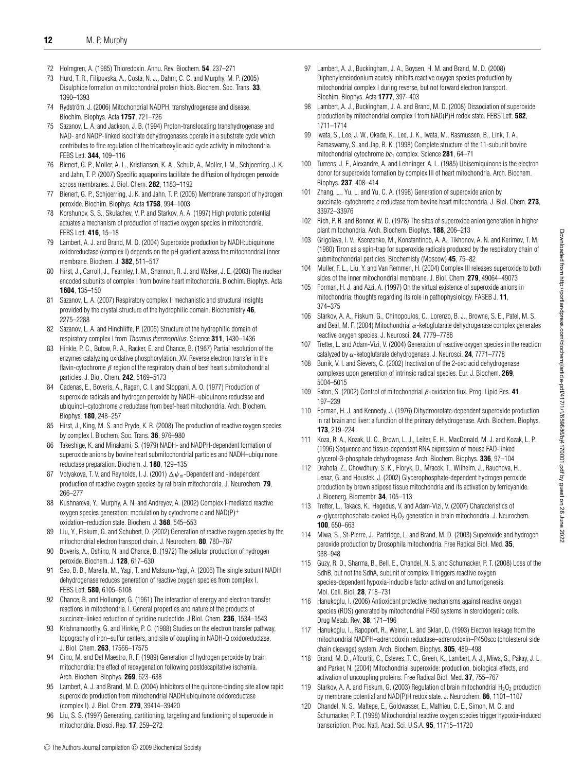72 Holmgren, A. (1985) Thioredoxin. Annu. Rev. Biochem. **54**, 237–271

73 Hurd, T. R., Filipovska, A., Costa, N. J., Dahm, C. C. and Murphy, M. P. (2005) Disulphide formation on mitochondrial protein thiols. Biochem. Soc. Trans. **33**, 1390–1393

74 Rydström, J. (2006) Mitochondrial NADPH, transhydrogenase and disease. Biochim. Biophys. Acta **1757**, 721–726

75 Sazanov, L. A. and Jackson, J. B. (1994) Proton-translocating transhydrogenase and NAD- and NADP-linked isocitrate dehydrogenases operate in a substrate cycle which contributes to fine regulation of the tricarboxylic acid cycle activity in mitochondria. FEBS Lett. **344**, 109–116

76 Bienert, G. P., Moller, A. L., Kristiansen, K. A., Schulz, A., Moller, I. M., Schjoerring, J. K. and Jahn, T. P. (2007) Specific aquaporins facilitate the diffusion of hydrogen peroxide across membranes. J. Biol. Chem. **282**, 1183–1192

77 Bienert, G. P., Schjoerring, J. K. and Jahn, T. P. (2006) Membrane transport of hydrogen peroxide. Biochim. Biophys. Acta **1758**, 994–1003

78 Korshunov, S. S., Skulachev, V. P. and Starkov, A. A. (1997) High protonic potential actuates a mechanism of production of reactive oxygen species in mitochondria. FEBS Lett. **416**, 15–18

79 Lambert, A. J. and Brand, M. D. (2004) Superoxide production by NADH:ubiquinone oxidoreductase (complex I) depends on the pH gradient across the mitochondrial inner membrane. Biochem. J. **382**, 511–517

80 Hirst, J., Carroll, J., Fearnley, I. M., Shannon, R. J. and Walker, J. E. (2003) The nuclear encoded subunits of complex I from bovine heart mitochondria. Biochim. Biophys. Acta **1604**, 135–150

81 Sazanov, L. A. (2007) Respiratory complex I: mechanistic and structural insights provided by the crystal structure of the hydrophilic domain. Biochemistry **46**, 2275–2288

82 Sazanov, L. A. and Hinchliffe, P. (2006) Structure of the hydrophilic domain of respiratory complex I from *Thermus thermophilus*. Science **311**, 1430–1436

83 Hinkle, P. C., Butow, R. A., Racker, E. and Chance, B. (1967) Partial resolution of the enzymes catalyzing oxidative phosphorylation. XV. Reverse electron transfer in the flavin-cytochrome $\beta$ region of the respiratory chain of beef heart submitochondrial particles. J. Biol. Chem. **242**, 5169–5173

84 Cadenas, E., Boveris, A., Ragan, C. I. and Stoppani, A. O. (1977) Production of superoxide radicals and hydrogen peroxide by NADH–ubiquinone reductase and ubiquinol–cytochrome *c* reductase from beef-heart mitochondria. Arch. Biochem. Biophys. **180**, 248–257

85 Hirst, J., King, M. S. and Pryde, K. R. (2008) The production of reactive oxygen species by complex I. Biochem. Soc. Trans. **36**, 976–980

86 Takeshige, K. and Minakami, S. (1979) NADH- and NADPH-dependent formation of superoxide anions by bovine heart submitochondrial particles and NADH–ubiquinone reductase preparation. Biochem. J. **180**, 129–135

87 Votyakova, T. V. and Reynolds, I. J. (2001) $\Delta\psi_m$-Dependent and -independent production of reactive oxygen species by rat brain mitochondria. J. Neurochem. **79**, 266–277

88 Kushnareva, Y., Murphy, A. N. and Andreyev, A. (2002) Complex I-mediated reactive oxygen species generation: modulation by cytochrome *c* and $NAD(P)^+$ oxidation–reduction state. Biochem. J. **368**, 545–553

89 Liu, Y., Fiskum, G. and Schubert, D. (2002) Generation of reactive oxygen species by the mitochondrial electron transport chain. J. Neurochem. **80**, 780–787

90 Boveris, A., Oshino, N. and Chance, B. (1972) The cellular production of hydrogen peroxide. Biochem. J. **128**, 617–630

91 Seo, B. B., Marella, M., Yagi, T. and Matsuno-Yagi, A. (2006) The single subunit NADH dehydrogenase reduces generation of reactive oxygen species from complex I. FEBS Lett. **580**, 6105–6108

92 Chance, B. and Hollunger, G. (1961) The interaction of energy and electron transfer reactions in mitochondria. I. General properties and nature of the products of succinate-linked reduction of pyridine nucleotide. J Biol. Chem. **236**, 1534–1543

93 Krishnamoorthy, G. and Hinkle, P. C. (1988) Studies on the electron transfer pathway, topography of iron–sulfur centers, and site of coupling in NADH-Q oxidoreductase. J. Biol. Chem. **263**, 17566–17575

94 Cino, M. and Del Maestro, R. F. (1989) Generation of hydrogen peroxide by brain mitochondria: the effect of reoxygenation following postdecapitative ischemia. Arch. Biochem. Biophys. **269**, 623–638

95 Lambert, A. J. and Brand, M. D. (2004) Inhibitors of the quinone-binding site allow rapid superoxide production from mitochondrial NADH:ubiquinone oxidoreductase (complex I). J. Biol. Chem. **279**, 39414–39420

96 Liu, S. S. (1997) Generating, partitioning, targeting and functioning of superoxide in mitochondria. Biosci. Rep. **17**, 259–272

97 Lambert, A. J., Buckingham, J. A., Boysen, H. M. and Brand, M. D. (2008) Diphenyleneiodonium acutely inhibits reactive oxygen species production by mitochondrial complex I during reverse, but not forward electron transport. Biochim. Biophys. Acta **1777**, 397–403

98 Lambert, A. J., Buckingham, J. A. and Brand, M. D. (2008) Dissociation of superoxide production by mitochondrial complex I from NAD(P)H redox state. FEBS Lett. **582**, 1711–1714

99 Iwata, S., Lee, J. W., Okada, K., Lee, J. K., Iwata, M., Rasmussen, B., Link, T. A., Ramaswamy, S. and Jap, B. K. (1998) Complete structure of the 11-subunit bovine mitochondrial cytochrome $bc_1$ complex. Science **281**, 64–71

100 Turrens, J. F., Alexandre, A. and Lehninger, A. L. (1985) Ubisemiquinone is the electron donor for superoxide formation by complex III of heart mitochondria. Arch. Biochem. Biophys. **237**, 408–414

101 Zhang, L., Yu, L. and Yu, C. A. (1998) Generation of superoxide anion by succinate–cytochrome *c* reductase from bovine heart mitochondria. J. Biol. Chem. **273**, 33972–33976

102 Rich, P. R. and Bonner, W. D. (1978) The sites of superoxide anion generation in higher plant mitochondria. Arch. Biochem. Biophys. **188**, 206–213

103 Grigolava, I. V., Ksenzenko, M., Konstantinob, A. A., Tikhonov, A. N. and Kerimov, T. M. (1980) Tiron as a spin-trap for superoxide radicals produced by the respiratory chain of submitochondrial particles. Biochemisty (Moscow) **45**, 75–82

104 Muller, F. L., Liu, Y. and Van Remmen, H. (2004) Complex III releases superoxide to both sides of the inner mitochondrial membrane. J. Biol. Chem. **279**, 49064–49073

105 Forman, H. J. and Azzi, A. (1997) On the virtual existence of superoxide anions in mitochondria: thoughts regarding its role in pathophysiology. FASEB J. **11**, 374–375

106 Starkov, A. A., Fiskum, G., Chinopoulos, C., Lorenzo, B. J., Browne, S. E., Patel, M. S. and Beal, M. F. (2004) Mitochondrial $\alpha$-ketoglutarate dehydrogenase complex generates reactive oxygen species. J. Neurosci. **24**, 7779–7788

107 Tretter, L. and Adam-Vizi, V. (2004) Generation of reactive oxygen species in the reaction catalyzed by $\alpha$-ketoglutarate dehydrogenase. J. Neurosci. **24**, 7771–7778

108 Bunik, V. I. and Sievers, C. (2002) Inactivation of the 2-oxo acid dehydrogenase complexes upon generation of intrinsic radical species. Eur. J. Biochem. **269**, 5004–5015

109 Eaton, S. (2002) Control of mitochondrial $\beta$-oxidation flux. Prog. Lipid Res. **41**, 197–239

110 Forman, H. J. and Kennedy, J. (1976) Dihydroorotate-dependent superoxide production in rat brain and liver: a function of the primary dehydrogenase. Arch. Biochem. Biophys. **173**, 219–224

111 Koza, R. A., Kozak, U. C., Brown, L. J., Leiter, E. H., MacDonald, M. J. and Kozak, L. P. (1996) Sequence and tissue-dependent RNA expression of mouse FAD-linked glycerol-3-phosphate dehydrogenase. Arch. Biochem. Biophys. **336**, 97–104

112 Drahota, Z., Chowdhury, S. K., Floryk, D., Mracek, T., Wilhelm, J., Rauchova, H., Lenaz, G. and Houstek, J. (2002) Glycerophosphate-dependent hydrogen peroxide production by brown adipose tissue mitochondria and its activation by ferricyanide. J. Bioenerg. Biomembr. **34**, 105–113

113 Tretter, L., Takacs, K., Hegedus, V. and Adam-Vizi, V. (2007) Characteristics of $\alpha$-glycerophosphate-evoked $H_2O_2$ generation in brain mitochondria. J. Neurochem. **100**, 650–663

114 Miwa, S., St-Pierre, J., Partridge, L. and Brand, M. D. (2003) Superoxide and hydrogen peroxide production by Drosophila mitochondria. Free Radical Biol. Med. **35**, 938–948

115 Guzy, R. D., Sharma, B., Bell, E., Chandel, N. S. and Schumacker, P. T. (2008) Loss of the SdhB, but not the SdhA, subunit of complex II triggers reactive oxygen species-dependent hypoxia-inducible factor activation and tumorigenesis. Mol. Cell. Biol. **28**, 718–731

116 Hanukoglu, I. (2006) Antioxidant protective mechanisms against reactive oxygen species (ROS) generated by mitochondrial P450 systems in steroidogenic cells. Drug Metab. Rev. **38**, 171–196

117 Hanukoglu, I., Rapoport, R., Weiner, L. and Sklan, D. (1993) Electron leakage from the mitochondrial NADPH–adrenodoxin reductase–adrenodoxin–P450scc (cholesterol side chain cleavage) system. Arch. Biochem. Biophys. **305**, 489–498

118 Brand, M. D., Affourtit, C., Esteves, T. C., Green, K., Lambert, A. J., Miwa, S., Pakay, J. L. and Parker, N. (2004) Mitochondrial superoxide: production, biological effects, and activation of uncoupling proteins. Free Radical Biol. Med. **37**, 755–767

119 Starkov, A. A. and Fiskum, G. (2003) Regulation of brain mitochondrial $H_2O_2$ production by membrane potential and NAD(P)H redox state. J. Neurochem. **86**, 1101–1107

120 Chandel, N. S., Maltepe, E., Goldwasser, E., Mathieu, C. E., Simon, M. C. and Schumacker, P. T. (1998) Mitochondrial reactive oxygen species trigger hypoxia-induced transcription. Proc. Natl. Acad. Sci. U.S.A. **95**, 11715–11720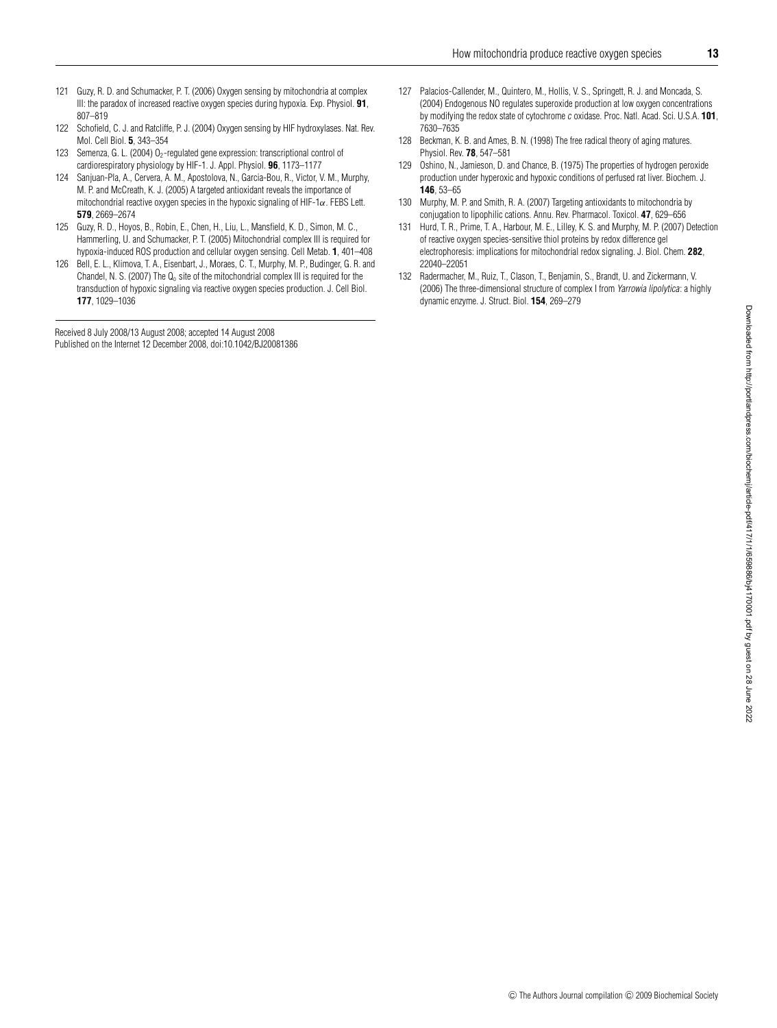121 Guzy, R. D. and Schumacker, P. T. (2006) Oxygen sensing by mitochondria at complex III: the paradox of increased reactive oxygen species during hypoxia. Exp. Physiol. **91**, 807–819

122 Schofield, C. J. and Ratcliffe, P. J. (2004) Oxygen sensing by HIF hydroxylases. Nat. Rev. Mol. Cell Biol. **5**, 343–354

123 Semenza, G. L. (2004) $O_2$-regulated gene expression: transcriptional control of cardiorespiratory physiology by HIF-1. J. Appl. Physiol. **96**, 1173–1177

124 Sanjuan-Pla, A., Cervera, A. M., Apostolova, N., Garcia-Bou, R., Victor, V. M., Murphy, M. P. and McCreath, K. J. (2005) A targeted antioxidant reveals the importance of mitochondrial reactive oxygen species in the hypoxic signaling of HIF-1$\alpha$. FEBS Lett. **579**, 2669–2674

125 Guzy, R. D., Hoyos, B., Robin, E., Chen, H., Liu, L., Mansfield, K. D., Simon, M. C., Hammerling, U. and Schumacker, P. T. (2005) Mitochondrial complex III is required for hypoxia-induced ROS production and cellular oxygen sensing. Cell Metab. **1**, 401–408

126 Bell, E. L., Klimova, T. A., Eisenbart, J., Moraes, C. T., Murphy, M. P., Budinger, G. R. and Chandel, N. S. (2007) The $Q_o$ site of the mitochondrial complex III is required for the transduction of hypoxic signaling via reactive oxygen species production. J. Cell Biol. **177**, 1029–1036

127 Palacios-Callender, M., Quintero, M., Hollis, V. S., Springett, R. J. and Moncada, S. (2004) Endogenous NO regulates superoxide production at low oxygen concentrations by modifying the redox state of cytochrome *c* oxidase. Proc. Natl. Acad. Sci. U.S.A. **101**, 7630–7635

128 Beckman, K. B. and Ames, B. N. (1998) The free radical theory of aging matures. Physiol. Rev. **78**, 547–581

129 Oshino, N., Jamieson, D. and Chance, B. (1975) The properties of hydrogen peroxide production under hyperoxic and hypoxic conditions of perfused rat liver. Biochem. J. **146**, 53–65

130 Murphy, M. P. and Smith, R. A. (2007) Targeting antioxidants to mitochondria by conjugation to lipophilic cations. Annu. Rev. Pharmacol. Toxicol. **47**, 629–656

131 Hurd, T. R., Prime, T. A., Harbour, M. E., Lilley, K. S. and Murphy, M. P. (2007) Detection of reactive oxygen species-sensitive thiol proteins by redox difference gel electrophoresis: implications for mitochondrial redox signaling. J. Biol. Chem. **282**, 22040–22051

132 Radermacher, M., Ruiz, T., Clason, T., Benjamin, S., Brandt, U. and Zickermann, V. (2006) The three-dimensional structure of complex I from *Yarrowia lipolytica*: a highly dynamic enzyme. J. Struct. Biol. **154**, 269–279

Received 8 July 2008/13 August 2008; accepted 14 August 2008
Published on the Internet 12 December 2008, doi:10.1042/BJ20081386